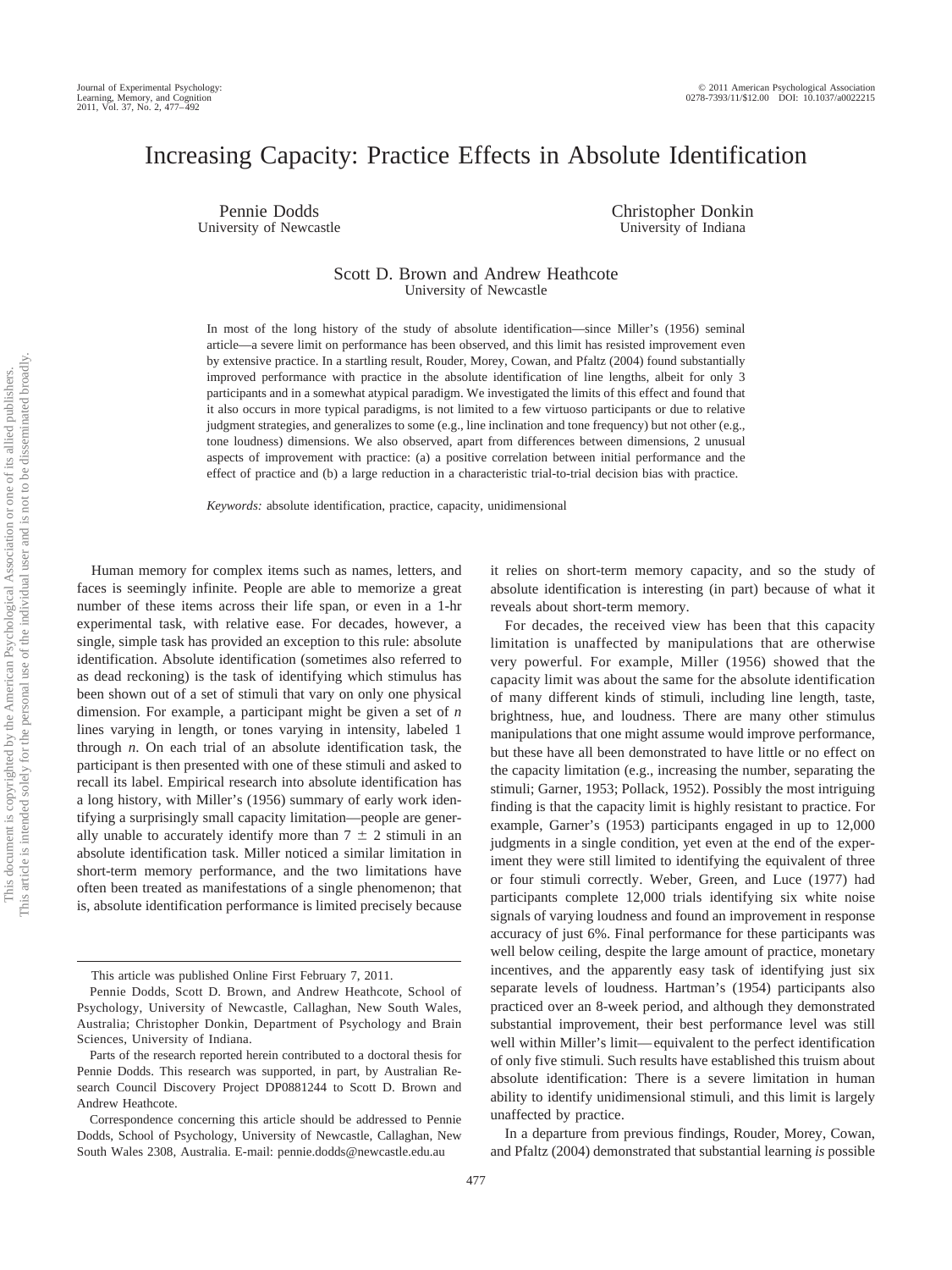# Increasing Capacity: Practice Effects in Absolute Identification

Pennie Dodds
University of Newcastle

Christopher Donkin
University of Indiana

Scott D. Brown and Andrew Heathcote
University of Newcastle

In most of the long history of the study of absolute identification—since Miller's (1956) seminal article—a severe limit on performance has been observed, and this limit has resisted improvement even by extensive practice. In a startling result, Rouder, Morey, Cowan, and Pfaltz (2004) found substantially improved performance with practice in the absolute identification of line lengths, albeit for only 3 participants and in a somewhat atypical paradigm. We investigated the limits of this effect and found that it also occurs in more typical paradigms, is not limited to a few virtuoso participants or due to relative judgment strategies, and generalizes to some (e.g., line inclination and tone frequency) but not other (e.g., tone loudness) dimensions. We also observed, apart from differences between dimensions, 2 unusual aspects of improvement with practice: (a) a positive correlation between initial performance and the effect of practice and (b) a large reduction in a characteristic trial-to-trial decision bias with practice.

*Keywords:* absolute identification, practice, capacity, unidimensional

Human memory for complex items such as names, letters, and faces is seemingly infinite. People are able to memorize a great number of these items across their life span, or even in a 1-hr experimental task, with relative ease. For decades, however, a single, simple task has provided an exception to this rule: absolute identification. Absolute identification (sometimes also referred to as dead reckoning) is the task of identifying which stimulus has been shown out of a set of stimuli that vary on only one physical dimension. For example, a participant might be given a set of *n* lines varying in length, or tones varying in intensity, labeled 1 through *n*. On each trial of an absolute identification task, the participant is then presented with one of these stimuli and asked to recall its label. Empirical research into absolute identification has a long history, with Miller's (1956) summary of early work identifying a surprisingly small capacity limitation—people are generally unable to accurately identify more than $7 \pm 2$ stimuli in an absolute identification task. Miller noticed a similar limitation in short-term memory performance, and the two limitations have often been treated as manifestations of a single phenomenon; that is, absolute identification performance is limited precisely because it relies on short-term memory capacity, and so the study of absolute identification is interesting (in part) because of what it reveals about short-term memory.

For decades, the received view has been that this capacity limitation is unaffected by manipulations that are otherwise very powerful. For example, Miller (1956) showed that the capacity limit was about the same for the absolute identification of many different kinds of stimuli, including line length, taste, brightness, hue, and loudness. There are many other stimulus manipulations that one might assume would improve performance, but these have all been demonstrated to have little or no effect on the capacity limitation (e.g., increasing the number, separating the stimuli; Garner, 1953; Pollack, 1952). Possibly the most intriguing finding is that the capacity limit is highly resistant to practice. For example, Garner's (1953) participants engaged in up to 12,000 judgments in a single condition, yet even at the end of the experiment they were still limited to identifying the equivalent of three or four stimuli correctly. Weber, Green, and Luce (1977) had participants complete 12,000 trials identifying six white noise signals of varying loudness and found an improvement in response accuracy of just 6%. Final performance for these participants was well below ceiling, despite the large amount of practice, monetary incentives, and the apparently easy task of identifying just six separate levels of loudness. Hartman's (1954) participants also practiced over an 8-week period, and although they demonstrated substantial improvement, their best performance level was still well within Miller's limit—equivalent to the perfect identification of only five stimuli. Such results have established this truism about absolute identification: There is a severe limitation in human ability to identify unidimensional stimuli, and this limit is largely unaffected by practice.

In a departure from previous findings, Rouder, Morey, Cowan, and Pfaltz (2004) demonstrated that substantial learning *is* possible

---

This article was published Online First February 7, 2011.

Pennie Dodds, Scott D. Brown, and Andrew Heathcote, School of Psychology, University of Newcastle, Callaghan, New South Wales, Australia; Christopher Donkin, Department of Psychology and Brain Sciences, University of Indiana.

Parts of the research reported herein contributed to a doctoral thesis for Pennie Dodds. This research was supported, in part, by Australian Research Council Discovery Project DP0881244 to Scott D. Brown and Andrew Heathcote.

Correspondence concerning this article should be addressed to Pennie Dodds, School of Psychology, University of Newcastle, Callaghan, New South Wales 2308, Australia. E-mail: pennie.dodds@newcastle.edu.au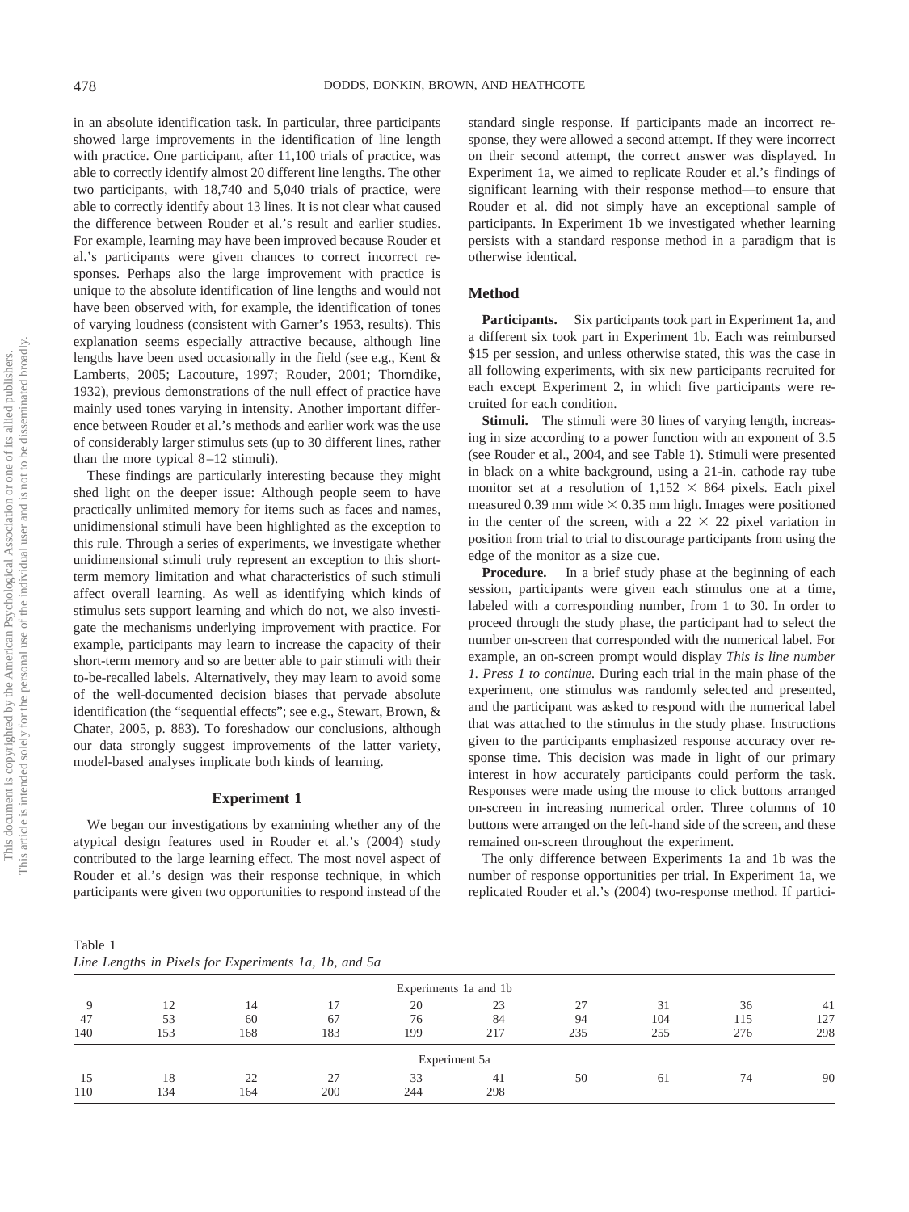in an absolute identification task. In particular, three participants showed large improvements in the identification of line length with practice. One participant, after 11,100 trials of practice, was able to correctly identify almost 20 different line lengths. The other two participants, with 18,740 and 5,040 trials of practice, were able to correctly identify about 13 lines. It is not clear what caused the difference between Rouder et al.'s result and earlier studies. For example, learning may have been improved because Rouder et al.'s participants were given chances to correct incorrect responses. Perhaps also the large improvement with practice is unique to the absolute identification of line lengths and would not have been observed with, for example, the identification of tones of varying loudness (consistent with Garner's 1953, results). This explanation seems especially attractive because, although line lengths have been used occasionally in the field (see e.g., Kent & Lamberts, 2005; Lacouture, 1997; Rouder, 2001; Thorndike, 1932), previous demonstrations of the null effect of practice have mainly used tones varying in intensity. Another important difference between Rouder et al.'s methods and earlier work was the use of considerably larger stimulus sets (up to 30 different lines, rather than the more typical 8–12 stimuli).

These findings are particularly interesting because they might shed light on the deeper issue: Although people seem to have practically unlimited memory for items such as faces and names, unidimensional stimuli have been highlighted as the exception to this rule. Through a series of experiments, we investigate whether unidimensional stimuli truly represent an exception to this short-term memory limitation and what characteristics of such stimuli affect overall learning. As well as identifying which kinds of stimulus sets support learning and which do not, we also investigate the mechanisms underlying improvement with practice. For example, participants may learn to increase the capacity of their short-term memory and so are better able to pair stimuli with their to-be-recalled labels. Alternatively, they may learn to avoid some of the well-documented decision biases that pervade absolute identification (the "sequential effects"; see e.g., Stewart, Brown, & Chater, 2005, p. 883). To foreshadow our conclusions, although our data strongly suggest improvements of the latter variety, model-based analyses implicate both kinds of learning.

## Experiment 1

We began our investigations by examining whether any of the atypical design features used in Rouder et al.'s (2004) study contributed to the large learning effect. The most novel aspect of Rouder et al.'s design was their response technique, in which participants were given two opportunities to respond instead of the standard single response. If participants made an incorrect response, they were allowed a second attempt. If they were incorrect on their second attempt, the correct answer was displayed. In Experiment 1a, we aimed to replicate Rouder et al.'s findings of significant learning with their response method—to ensure that Rouder et al. did not simply have an exceptional sample of participants. In Experiment 1b we investigated whether learning persists with a standard response method in a paradigm that is otherwise identical.

### Method

**Participants.** Six participants took part in Experiment 1a, and a different six took part in Experiment 1b. Each was reimbursed \$15 per session, and unless otherwise stated, this was the case in all following experiments, with six new participants recruited for each experiment except Experiment 2, in which five participants were recruited for each condition.

**Stimuli.** The stimuli were 30 lines of varying length, increasing in size according to a power function with an exponent of 3.5 (see Rouder et al., 2004, and see Table 1). Stimuli were presented in black on a white background, using a 21-in. cathode ray tube monitor set at a resolution of $1{,}152 \times 864$ pixels. Each pixel measured 0.39 mm wide $\times$ 0.35 mm high. Images were positioned in the center of the screen, with a $22 \times 22$ pixel variation in position from trial to trial to discourage participants from using the edge of the monitor as a size cue.

**Procedure.** In a brief study phase at the beginning of each session, participants were given each stimulus one at a time, labeled with a corresponding number, from 1 to 30. In order to proceed through the study phase, the participant had to select the number on-screen that corresponded with the numerical label. For example, an on-screen prompt would display *This is line number 1. Press 1 to continue.* During each trial in the main phase of the experiment, one stimulus was randomly selected and presented, and the participant was asked to respond with the numerical label that was attached to the stimulus in the study phase. Instructions given to the participants emphasized response accuracy over response time. This decision was made in light of our primary interest in how accurately participants could perform the task. Responses were made using the mouse to click buttons arranged on-screen in increasing numerical order. Three columns of 10 buttons were arranged on the left-hand side of the screen, and these remained on-screen throughout the experiment.

The only difference between Experiments 1a and 1b was the number of response opportunities per trial. In Experiment 1a, we replicated Rouder et al.'s (2004) two-response method. If partici-

Table 1
*Line Lengths in Pixels for Experiments 1a, 1b, and 5a*

| | | | | | | | | | |
|---|---|---|---|---|---|---|---|---|---|
| Experiments 1a and 1b | | | | | | | | | |
| 9 | 12 | 14 | 17 | 20 | 23 | 27 | 31 | 36 | 41 |
| 47 | 53 | 60 | 67 | 76 | 84 | 94 | 104 | 115 | 127 |
| 140 | 153 | 168 | 183 | 199 | 217 | 235 | 255 | 276 | 298 |
| Experiment 5a | | | | | | | | | |
| 15 | 18 | 22 | 27 | 33 | 41 | 50 | 61 | 74 | 90 |
| 110 | 134 | 164 | 200 | 244 | 298 | | | | |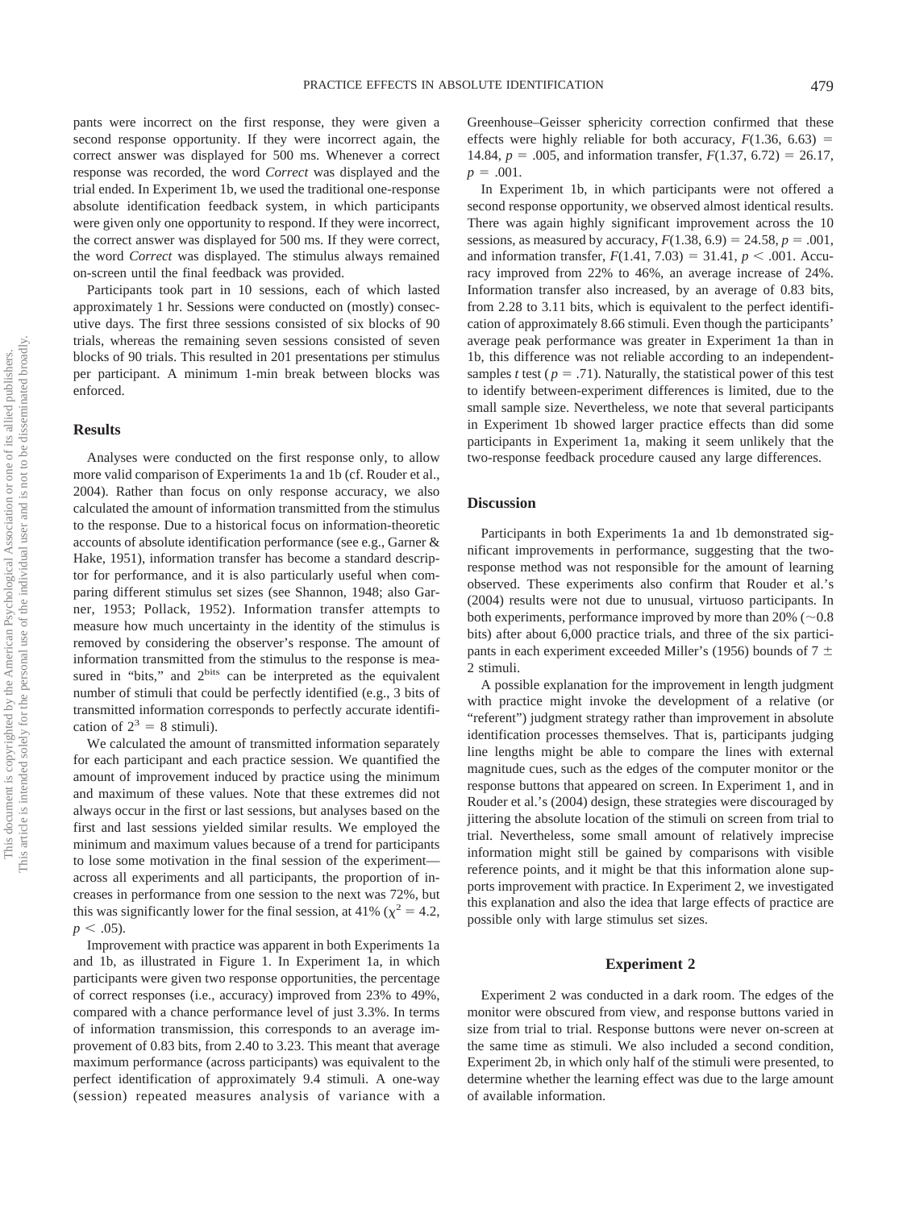pants were incorrect on the first response, they were given a second response opportunity. If they were incorrect again, the correct answer was displayed for 500 ms. Whenever a correct response was recorded, the word *Correct* was displayed and the trial ended. In Experiment 1b, we used the traditional one-response absolute identification feedback system, in which participants were given only one opportunity to respond. If they were incorrect, the correct answer was displayed for 500 ms. If they were correct, the word *Correct* was displayed. The stimulus always remained on-screen until the final feedback was provided.

Participants took part in 10 sessions, each of which lasted approximately 1 hr. Sessions were conducted on (mostly) consecutive days. The first three sessions consisted of six blocks of 90 trials, whereas the remaining seven sessions consisted of seven blocks of 90 trials. This resulted in 201 presentations per stimulus per participant. A minimum 1-min break between blocks was enforced.

## Results

Analyses were conducted on the first response only, to allow more valid comparison of Experiments 1a and 1b (cf. Rouder et al., 2004). Rather than focus on only response accuracy, we also calculated the amount of information transmitted from the stimulus to the response. Due to a historical focus on information-theoretic accounts of absolute identification performance (see e.g., Garner & Hake, 1951), information transfer has become a standard descriptor for performance, and it is also particularly useful when comparing different stimulus set sizes (see Shannon, 1948; also Garner, 1953; Pollack, 1952). Information transfer attempts to measure how much uncertainty in the identity of the stimulus is removed by considering the observer's response. The amount of information transmitted from the stimulus to the response is measured in "bits," and $2^{\text{bits}}$ can be interpreted as the equivalent number of stimuli that could be perfectly identified (e.g., 3 bits of transmitted information corresponds to perfectly accurate identification of $2^3 = 8$ stimuli).

We calculated the amount of transmitted information separately for each participant and each practice session. We quantified the amount of improvement induced by practice using the minimum and maximum of these values. Note that these extremes did not always occur in the first or last sessions, but analyses based on the first and last sessions yielded similar results. We employed the minimum and maximum values because of a trend for participants to lose some motivation in the final session of the experiment—across all experiments and all participants, the proportion of increases in performance from one session to the next was 72%, but this was significantly lower for the final session, at 41% ($\chi^2 = 4.2$, $p < .05$).

Improvement with practice was apparent in both Experiments 1a and 1b, as illustrated in Figure 1. In Experiment 1a, in which participants were given two response opportunities, the percentage of correct responses (i.e., accuracy) improved from 23% to 49%, compared with a chance performance level of just 3.3%. In terms of information transmission, this corresponds to an average improvement of 0.83 bits, from 2.40 to 3.23. This meant that average maximum performance (across participants) was equivalent to the perfect identification of approximately 9.4 stimuli. A one-way (session) repeated measures analysis of variance with a Greenhouse–Geisser sphericity correction confirmed that these effects were highly reliable for both accuracy, $F(1.36, 6.63) = 14.84$, $p = .005$, and information transfer, $F(1.37, 6.72) = 26.17$, $p = .001$.

In Experiment 1b, in which participants were not offered a second response opportunity, we observed almost identical results. There was again highly significant improvement across the 10 sessions, as measured by accuracy, $F(1.38, 6.9) = 24.58$, $p = .001$, and information transfer, $F(1.41, 7.03) = 31.41$, $p < .001$. Accuracy improved from 22% to 46%, an average increase of 24%. Information transfer also increased, by an average of 0.83 bits, from 2.28 to 3.11 bits, which is equivalent to the perfect identification of approximately 8.66 stimuli. Even though the participants' average peak performance was greater in Experiment 1a than in 1b, this difference was not reliable according to an independent-samples *t* test ($p = .71$). Naturally, the statistical power of this test to identify between-experiment differences is limited, due to the small sample size. Nevertheless, we note that several participants in Experiment 1b showed larger practice effects than did some participants in Experiment 1a, making it seem unlikely that the two-response feedback procedure caused any large differences.

## Discussion

Participants in both Experiments 1a and 1b demonstrated significant improvements in performance, suggesting that the two-response method was not responsible for the amount of learning observed. These experiments also confirm that Rouder et al.'s (2004) results were not due to unusual, virtuoso participants. In both experiments, performance improved by more than 20% (~0.8 bits) after about 6,000 practice trials, and three of the six participants in each experiment exceeded Miller's (1956) bounds of 7 ± 2 stimuli.

A possible explanation for the improvement in length judgment with practice might invoke the development of a relative (or "referent") judgment strategy rather than improvement in absolute identification processes themselves. That is, participants judging line lengths might be able to compare the lines with external magnitude cues, such as the edges of the computer monitor or the response buttons that appeared on screen. In Experiment 1, and in Rouder et al.'s (2004) design, these strategies were discouraged by jittering the absolute location of the stimuli on screen from trial to trial. Nevertheless, some small amount of relatively imprecise information might still be gained by comparisons with visible reference points, and it might be that this information alone supports improvement with practice. In Experiment 2, we investigated this explanation and also the idea that large effects of practice are possible only with large stimulus set sizes.

## Experiment 2

Experiment 2 was conducted in a dark room. The edges of the monitor were obscured from view, and response buttons varied in size from trial to trial. Response buttons were never on-screen at the same time as stimuli. We also included a second condition, Experiment 2b, in which only half of the stimuli were presented, to determine whether the learning effect was due to the large amount of available information.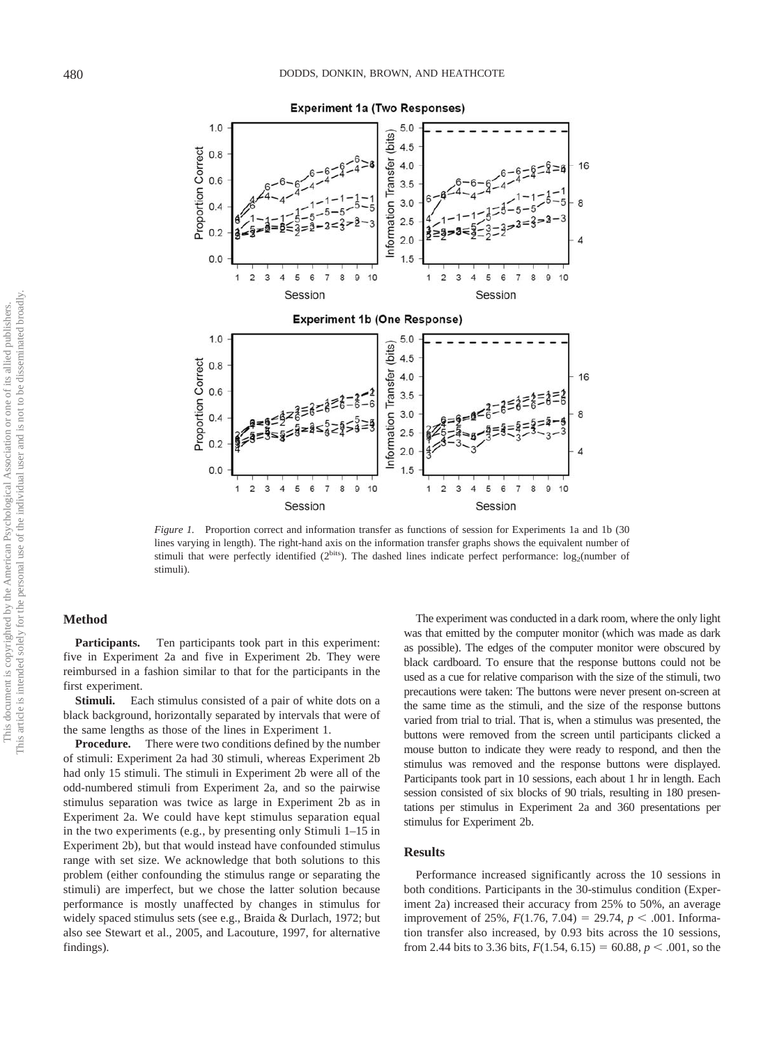*Figure 1.* Proportion correct and information transfer as functions of session for Experiments 1a and 1b (30 lines varying in length). The right-hand axis on the information transfer graphs shows the equivalent number of stimuli that were perfectly identified ($2^{\text{bits}}$). The dashed lines indicate perfect performance: $\log_2$(number of stimuli).

## Method

**Participants.** Ten participants took part in this experiment: five in Experiment 2a and five in Experiment 2b. They were reimbursed in a fashion similar to that for the participants in the first experiment.

**Stimuli.** Each stimulus consisted of a pair of white dots on a black background, horizontally separated by intervals that were of the same lengths as those of the lines in Experiment 1.

**Procedure.** There were two conditions defined by the number of stimuli: Experiment 2a had 30 stimuli, whereas Experiment 2b had only 15 stimuli. The stimuli in Experiment 2b were all of the odd-numbered stimuli from Experiment 2a, and so the pairwise stimulus separation was twice as large in Experiment 2b as in Experiment 2a. We could have kept stimulus separation equal in the two experiments (e.g., by presenting only Stimuli 1–15 in Experiment 2b), but that would instead have confounded stimulus range with set size. We acknowledge that both solutions to this problem (either confounding the stimulus range or separating the stimuli) are imperfect, but we chose the latter solution because performance is mostly unaffected by changes in stimulus for widely spaced stimulus sets (see e.g., Braida & Durlach, 1972; but also see Stewart et al., 2005, and Lacouture, 1997, for alternative findings).

The experiment was conducted in a dark room, where the only light was that emitted by the computer monitor (which was made as dark as possible). The edges of the computer monitor were obscured by black cardboard. To ensure that the response buttons could not be used as a cue for relative comparison with the size of the stimuli, two precautions were taken: The buttons were never present on-screen at the same time as the stimuli, and the size of the response buttons varied from trial to trial. That is, when a stimulus was presented, the buttons were removed from the screen until participants clicked a mouse button to indicate they were ready to respond, and then the stimulus was removed and the response buttons were displayed. Participants took part in 10 sessions, each about 1 hr in length. Each session consisted of six blocks of 90 trials, resulting in 180 presentations per stimulus in Experiment 2a and 360 presentations per stimulus for Experiment 2b.

## Results

Performance increased significantly across the 10 sessions in both conditions. Participants in the 30-stimulus condition (Experiment 2a) increased their accuracy from 25% to 50%, an average improvement of 25%, $F(1.76, 7.04) = 29.74$, $p < .001$. Information transfer also increased, by 0.93 bits across the 10 sessions, from 2.44 bits to 3.36 bits, $F(1.54, 6.15) = 60.88$, $p < .001$, so the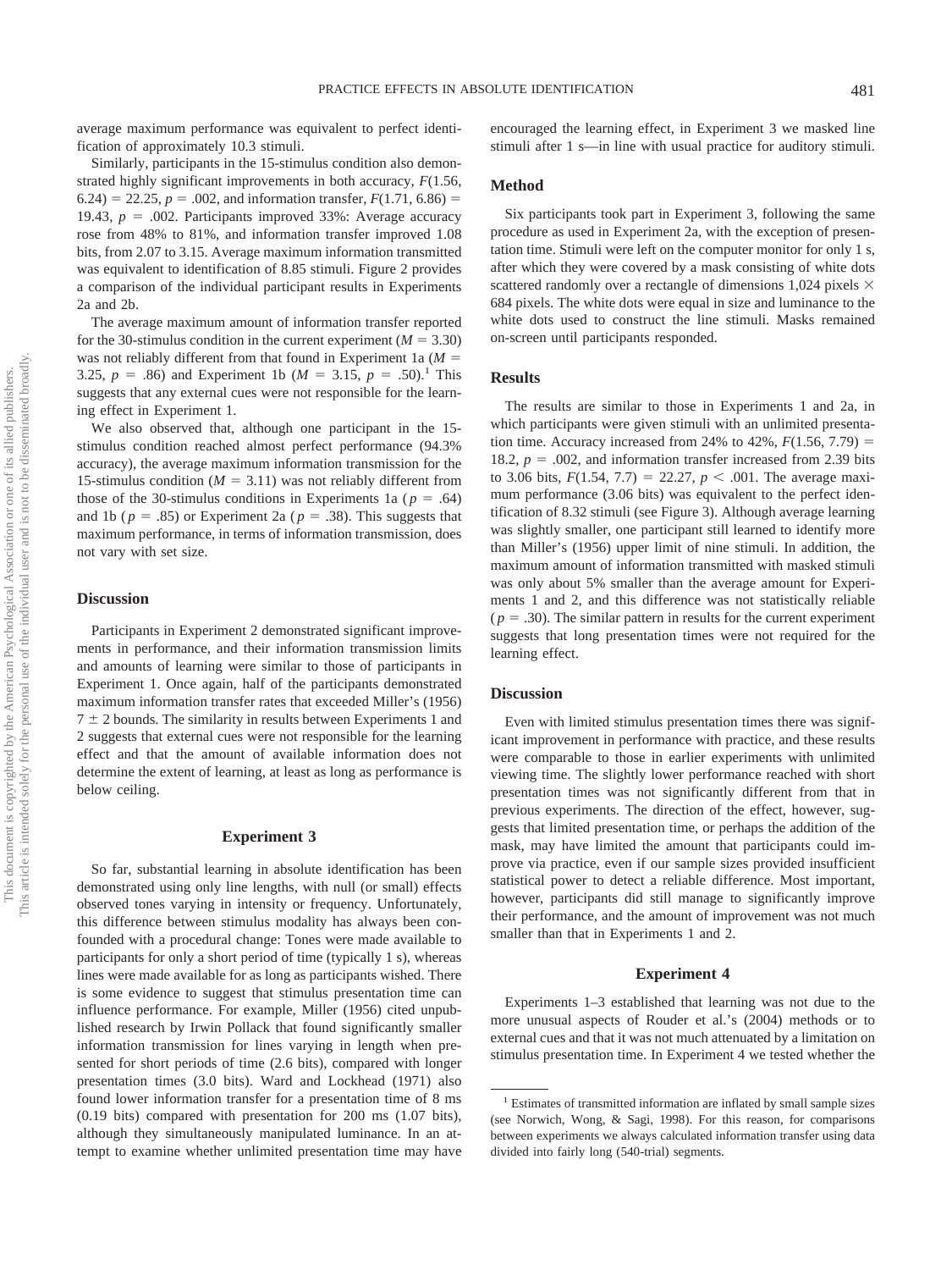average maximum performance was equivalent to perfect identification of approximately 10.3 stimuli.

Similarly, participants in the 15-stimulus condition also demonstrated highly significant improvements in both accuracy, $F(1.56, 6.24) = 22.25$, $p = .002$, and information transfer, $F(1.71, 6.86) = 19.43$, $p = .002$. Participants improved 33%: Average accuracy rose from 48% to 81%, and information transfer improved 1.08 bits, from 2.07 to 3.15. Average maximum information transmitted was equivalent to identification of 8.85 stimuli. Figure 2 provides a comparison of the individual participant results in Experiments 2a and 2b.

The average maximum amount of information transfer reported for the 30-stimulus condition in the current experiment ($M = 3.30$) was not reliably different from that found in Experiment 1a ($M = 3.25$, $p = .86$) and Experiment 1b ($M = 3.15$, $p = .50$).[1] This suggests that any external cues were not responsible for the learning effect in Experiment 1.

We also observed that, although one participant in the 15-stimulus condition reached almost perfect performance (94.3% accuracy), the average maximum information transmission for the 15-stimulus condition ($M = 3.11$) was not reliably different from those of the 30-stimulus conditions in Experiments 1a ($p = .64$) and 1b ($p = .85$) or Experiment 2a ($p = .38$). This suggests that maximum performance, in terms of information transmission, does not vary with set size.

### Discussion

Participants in Experiment 2 demonstrated significant improvements in performance, and their information transmission limits and amounts of learning were similar to those of participants in Experiment 1. Once again, half of the participants demonstrated maximum information transfer rates that exceeded Miller's (1956) $7 \pm 2$ bounds. The similarity in results between Experiments 1 and 2 suggests that external cues were not responsible for the learning effect and that the amount of available information does not determine the extent of learning, at least as long as performance is below ceiling.

## Experiment 3

So far, substantial learning in absolute identification has been demonstrated using only line lengths, with null (or small) effects observed tones varying in intensity or frequency. Unfortunately, this difference between stimulus modality has always been confounded with a procedural change: Tones were made available to participants for only a short period of time (typically 1 s), whereas lines were made available for as long as participants wished. There is some evidence to suggest that stimulus presentation time can influence performance. For example, Miller (1956) cited unpublished research by Irwin Pollack that found significantly smaller information transmission for lines varying in length when presented for short periods of time (2.6 bits), compared with longer presentation times (3.0 bits). Ward and Lockhead (1971) also found lower information transfer for a presentation time of 8 ms (0.19 bits) compared with presentation for 200 ms (1.07 bits), although they simultaneously manipulated luminance. In an attempt to examine whether unlimited presentation time may have encouraged the learning effect, in Experiment 3 we masked line stimuli after 1 s—in line with usual practice for auditory stimuli.

### Method

Six participants took part in Experiment 3, following the same procedure as used in Experiment 2a, with the exception of presentation time. Stimuli were left on the computer monitor for only 1 s, after which they were covered by a mask consisting of white dots scattered randomly over a rectangle of dimensions 1,024 pixels × 684 pixels. The white dots were equal in size and luminance to the white dots used to construct the line stimuli. Masks remained on-screen until participants responded.

### Results

The results are similar to those in Experiments 1 and 2a, in which participants were given stimuli with an unlimited presentation time. Accuracy increased from 24% to 42%, $F(1.56, 7.79) = 18.2$, $p = .002$, and information transfer increased from 2.39 bits to 3.06 bits, $F(1.54, 7.7) = 22.27$, $p < .001$. The average maximum performance (3.06 bits) was equivalent to the perfect identification of 8.32 stimuli (see Figure 3). Although average learning was slightly smaller, one participant still learned to identify more than Miller's (1956) upper limit of nine stimuli. In addition, the maximum amount of information transmitted with masked stimuli was only about 5% smaller than the average amount for Experiments 1 and 2, and this difference was not statistically reliable ($p = .30$). The similar pattern in results for the current experiment suggests that long presentation times were not required for the learning effect.

### Discussion

Even with limited stimulus presentation times there was significant improvement in performance with practice, and these results were comparable to those in earlier experiments with unlimited viewing time. The slightly lower performance reached with short presentation times was not significantly different from that in previous experiments. The direction of the effect, however, suggests that limited presentation time, or perhaps the addition of the mask, may have limited the amount that participants could improve via practice, even if our sample sizes provided insufficient statistical power to detect a reliable difference. Most important, however, participants did still manage to significantly improve their performance, and the amount of improvement was not much smaller than that in Experiments 1 and 2.

## Experiment 4

Experiments 1–3 established that learning was not due to the more unusual aspects of Rouder et al.'s (2004) methods or to external cues and that it was not much attenuated by a limitation on stimulus presentation time. In Experiment 4 we tested whether the

[1] Estimates of transmitted information are inflated by small sample sizes (see Norwich, Wong, & Sagi, 1998). For this reason, for comparisons between experiments we always calculated information transfer using data divided into fairly long (540-trial) segments.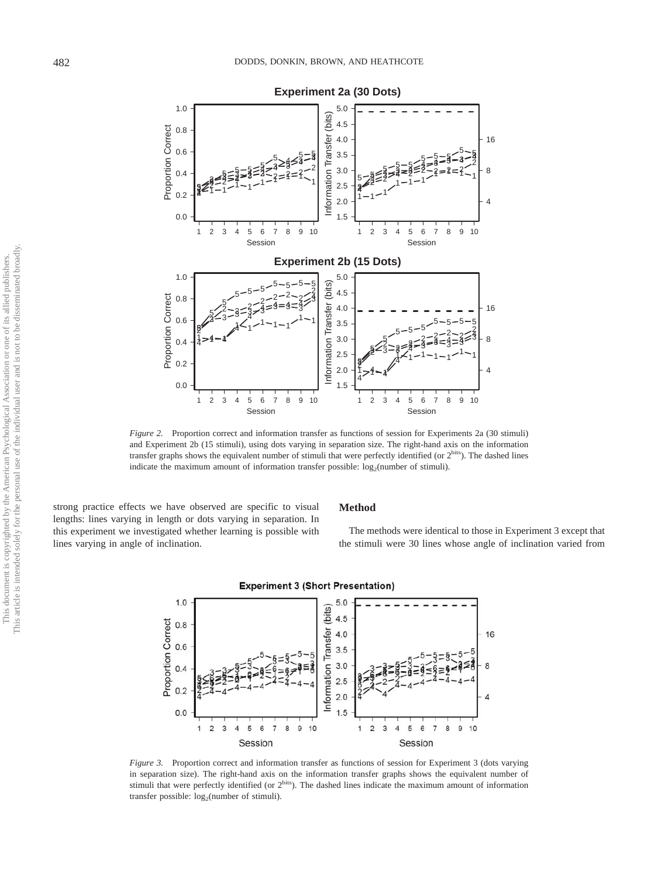*Figure 2.* Proportion correct and information transfer as functions of session for Experiments 2a (30 stimuli) and Experiment 2b (15 stimuli), using dots varying in separation size. The right-hand axis on the information transfer graphs shows the equivalent number of stimuli that were perfectly identified (or $2^{\text{bits}}$). The dashed lines indicate the maximum amount of information transfer possible: $\log_2$(number of stimuli).

strong practice effects we have observed are specific to visual lengths: lines varying in length or dots varying in separation. In this experiment we investigated whether learning is possible with lines varying in angle of inclination.

### Method

The methods were identical to those in Experiment 3 except that the stimuli were 30 lines whose angle of inclination varied from

*Figure 3.* Proportion correct and information transfer as functions of session for Experiment 3 (dots varying in separation size). The right-hand axis on the information transfer graphs shows the equivalent number of stimuli that were perfectly identified (or $2^{\text{bits}}$). The dashed lines indicate the maximum amount of information transfer possible: $\log_2$(number of stimuli).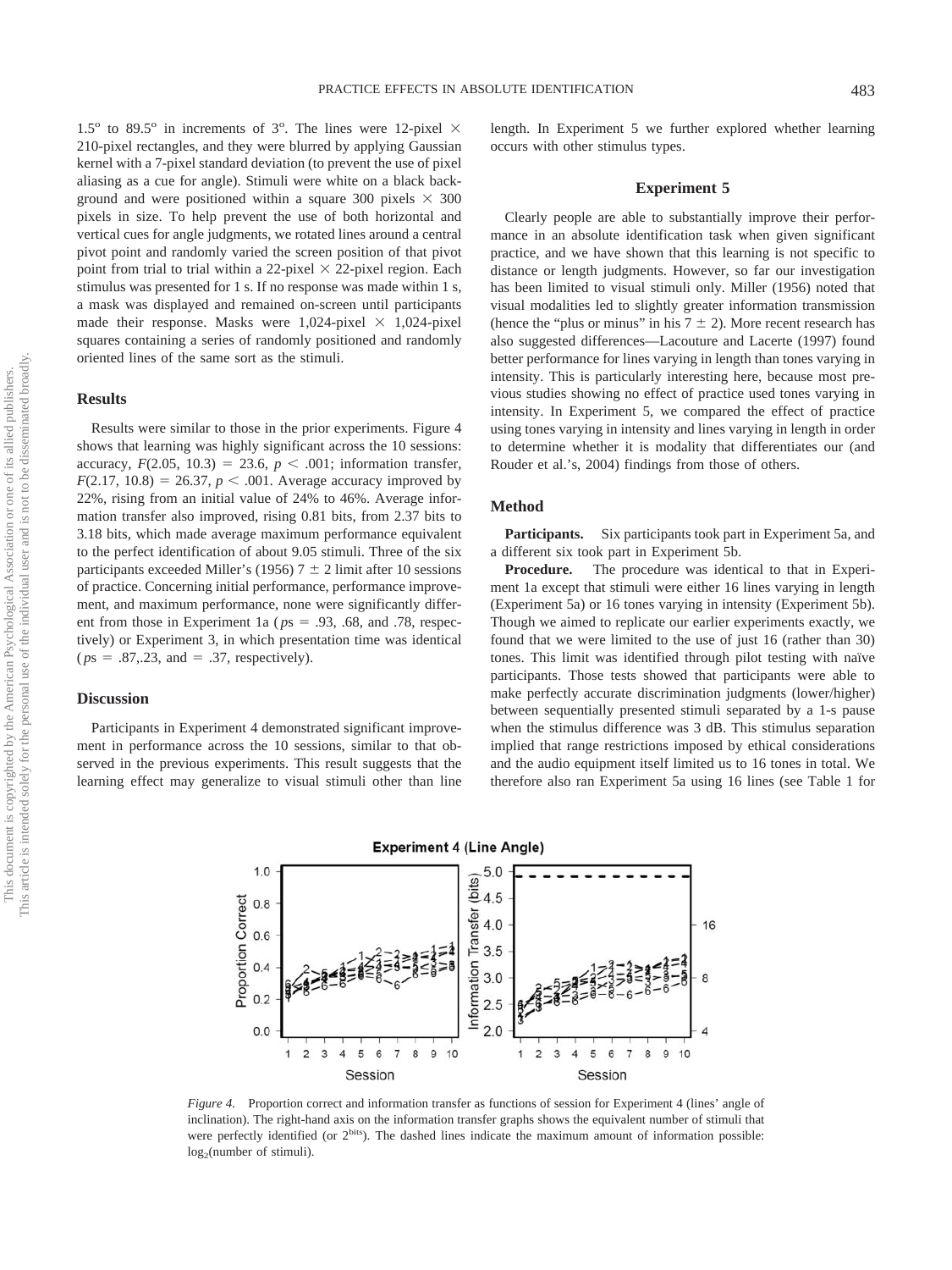1.5° to 89.5° in increments of 3°. The lines were 12-pixel × 210-pixel rectangles, and they were blurred by applying Gaussian kernel with a 7-pixel standard deviation (to prevent the use of pixel aliasing as a cue for angle). Stimuli were white on a black background and were positioned within a square 300 pixels × 300 pixels in size. To help prevent the use of both horizontal and vertical cues for angle judgments, we rotated lines around a central pivot point and randomly varied the screen position of that pivot point from trial to trial within a 22-pixel × 22-pixel region. Each stimulus was presented for 1 s. If no response was made within 1 s, a mask was displayed and remained on-screen until participants made their response. Masks were 1,024-pixel × 1,024-pixel squares containing a series of randomly positioned and randomly oriented lines of the same sort as the stimuli.

### Results

Results were similar to those in the prior experiments. Figure 4 shows that learning was highly significant across the 10 sessions: accuracy, $F(2.05, 10.3) = 23.6$, $p < .001$; information transfer, $F(2.17, 10.8) = 26.37$, $p < .001$. Average accuracy improved by 22%, rising from an initial value of 24% to 46%. Average information transfer also improved, rising 0.81 bits, from 2.37 bits to 3.18 bits, which made average maximum performance equivalent to the perfect identification of about 9.05 stimuli. Three of the six participants exceeded Miller's (1956) 7 ± 2 limit after 10 sessions of practice. Concerning initial performance, performance improvement, and maximum performance, none were significantly different from those in Experiment 1a ($ps = .93$, .68, and .78, respectively) or Experiment 3, in which presentation time was identical ($ps = .87$,.23, and = .37, respectively).

### Discussion

Participants in Experiment 4 demonstrated significant improvement in performance across the 10 sessions, similar to that observed in the previous experiments. This result suggests that the learning effect may generalize to visual stimuli other than line length. In Experiment 5 we further explored whether learning occurs with other stimulus types.

## Experiment 5

Clearly people are able to substantially improve their performance in an absolute identification task when given significant practice, and we have shown that this learning is not specific to distance or length judgments. However, so far our investigation has been limited to visual stimuli only. Miller (1956) noted that visual modalities led to slightly greater information transmission (hence the "plus or minus" in his 7 ± 2). More recent research has also suggested differences—Lacouture and Lacerte (1997) found better performance for lines varying in length than tones varying in intensity. This is particularly interesting here, because most previous studies showing no effect of practice used tones varying in intensity. In Experiment 5, we compared the effect of practice using tones varying in intensity and lines varying in length in order to determine whether it is modality that differentiates our (and Rouder et al.'s, 2004) findings from those of others.

### Method

**Participants.** Six participants took part in Experiment 5a, and a different six took part in Experiment 5b.

**Procedure.** The procedure was identical to that in Experiment 1a except that stimuli were either 16 lines varying in length (Experiment 5a) or 16 tones varying in intensity (Experiment 5b). Though we aimed to replicate our earlier experiments exactly, we found that we were limited to the use of just 16 (rather than 30) tones. This limit was identified through pilot testing with naïve participants. Those tests showed that participants were able to make perfectly accurate discrimination judgments (lower/higher) between sequentially presented stimuli separated by a 1-s pause when the stimulus difference was 3 dB. This stimulus separation implied that range restrictions imposed by ethical considerations and the audio equipment itself limited us to 16 tones in total. We therefore also ran Experiment 5a using 16 lines (see Table 1 for

*Figure 4.* Proportion correct and information transfer as functions of session for Experiment 4 (lines' angle of inclination). The right-hand axis on the information transfer graphs shows the equivalent number of stimuli that were perfectly identified (or $2^{\text{bits}}$). The dashed lines indicate the maximum amount of information possible: $\log_2$(number of stimuli).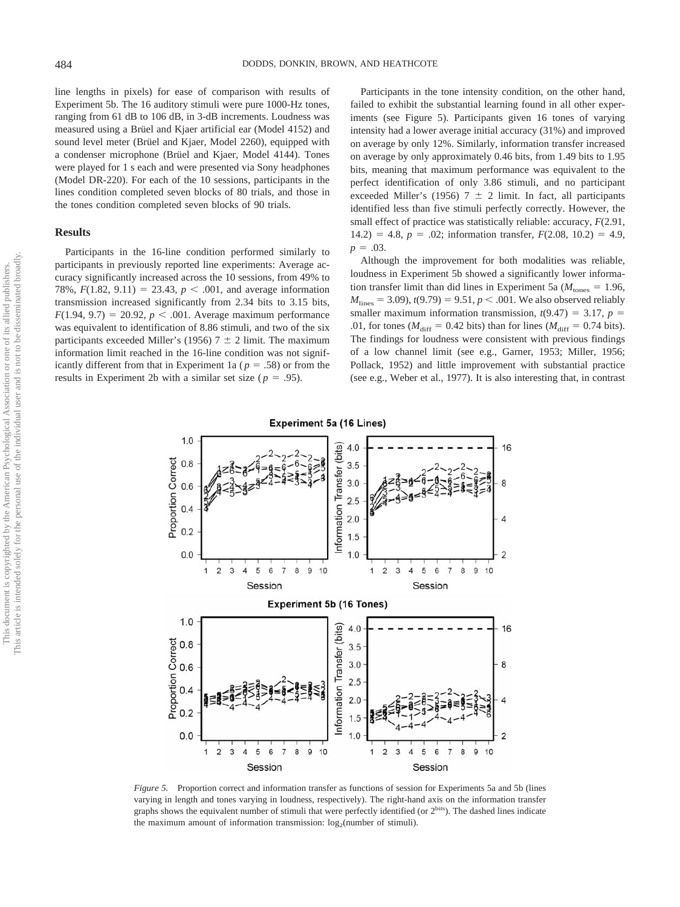line lengths in pixels) for ease of comparison with results of Experiment 5b. The 16 auditory stimuli were pure 1000-Hz tones, ranging from 61 dB to 106 dB, in 3-dB increments. Loudness was measured using a Brüel and Kjaer artificial ear (Model 4152) and sound level meter (Brüel and Kjaer, Model 2260), equipped with a condenser microphone (Brüel and Kjaer, Model 4144). Tones were played for 1 s each and were presented via Sony headphones (Model DR-220). For each of the 10 sessions, participants in the lines condition completed seven blocks of 80 trials, and those in the tones condition completed seven blocks of 90 trials.

## Results

Participants in the 16-line condition performed similarly to participants in previously reported line experiments: Average accuracy significantly increased across the 10 sessions, from 49% to 78%, $F(1.82, 9.11) = 23.43$, $p < .001$, and average information transmission increased significantly from 2.34 bits to 3.15 bits, $F(1.94, 9.7) = 20.92$, $p < .001$. Average maximum performance was equivalent to identification of 8.86 stimuli, and two of the six participants exceeded Miller's (1956) 7 ± 2 limit. The maximum information limit reached in the 16-line condition was not significantly different from that in Experiment 1a ($p = .58$) or from the results in Experiment 2b with a similar set size ($p = .95$).

Participants in the tone intensity condition, on the other hand, failed to exhibit the substantial learning found in all other experiments (see Figure 5). Participants given 16 tones of varying intensity had a lower average initial accuracy (31%) and improved on average by only 12%. Similarly, information transfer increased on average by only approximately 0.46 bits, from 1.49 bits to 1.95 bits, meaning that maximum performance was equivalent to the perfect identification of only 3.86 stimuli, and no participant exceeded Miller's (1956) 7 ± 2 limit. In fact, all participants identified less than five stimuli perfectly correctly. However, the small effect of practice was statistically reliable: accuracy, $F(2.91, 14.2) = 4.8$, $p = .02$; information transfer, $F(2.08, 10.2) = 4.9$, $p = .03$.

Although the improvement for both modalities was reliable, loudness in Experiment 5b showed a significantly lower information transfer limit than did lines in Experiment 5a ($M_{\text{tones}} = 1.96$, $M_{\text{lines}} = 3.09$), $t(9.79) = 9.51$, $p < .001$. We also observed reliably smaller maximum information transmission, $t(9.47) = 3.17$, $p = .01$, for tones ($M_{\text{diff}} = 0.42$ bits) than for lines ($M_{\text{diff}} = 0.74$ bits). The findings for loudness were consistent with previous findings of a low channel limit (see e.g., Garner, 1953; Miller, 1956; Pollack, 1952) and little improvement with substantial practice (see e.g., Weber et al., 1977). It is also interesting that, in contrast

*Figure 5.* Proportion correct and information transfer as functions of session for Experiments 5a and 5b (lines varying in length and tones varying in loudness, respectively). The right-hand axis on the information transfer graphs shows the equivalent number of stimuli that were perfectly identified (or $2^{\text{bits}}$). The dashed lines indicate the maximum amount of information transmission: $\log_2$(number of stimuli).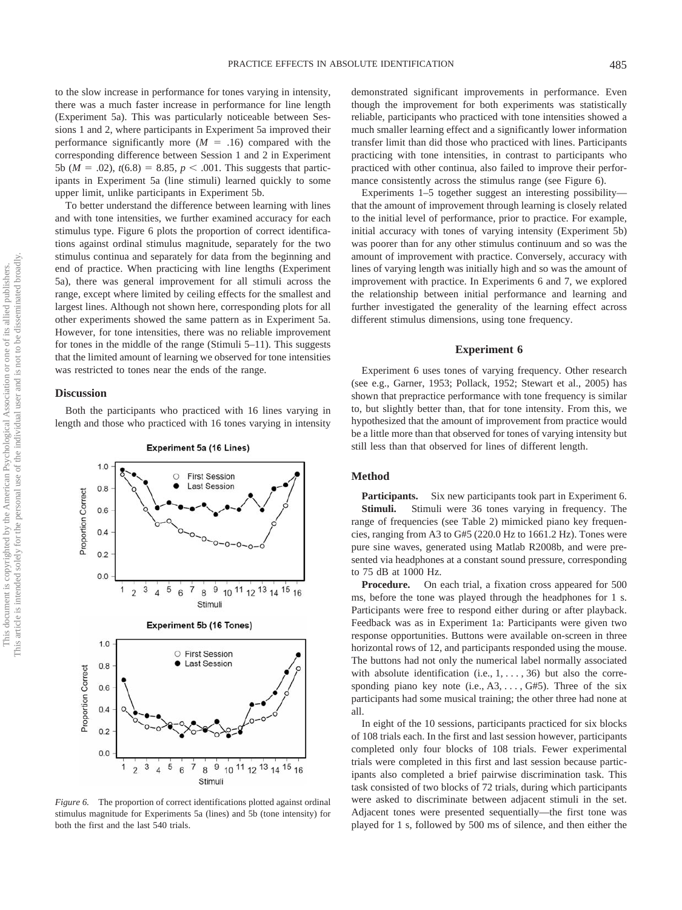to the slow increase in performance for tones varying in intensity, there was a much faster increase in performance for line length (Experiment 5a). This was particularly noticeable between Sessions 1 and 2, where participants in Experiment 5a improved their performance significantly more ($M = .16$) compared with the corresponding difference between Session 1 and 2 in Experiment 5b ($M = .02$), $t(6.8) = 8.85$, $p < .001$. This suggests that participants in Experiment 5a (line stimuli) learned quickly to some upper limit, unlike participants in Experiment 5b.

To better understand the difference between learning with lines and with tone intensities, we further examined accuracy for each stimulus type. Figure 6 plots the proportion of correct identifications against ordinal stimulus magnitude, separately for the two stimulus continua and separately for data from the beginning and end of practice. When practicing with line lengths (Experiment 5a), there was general improvement for all stimuli across the range, except where limited by ceiling effects for the smallest and largest lines. Although not shown here, corresponding plots for all other experiments showed the same pattern as in Experiment 5a. However, for tone intensities, there was no reliable improvement for tones in the middle of the range (Stimuli 5–11). This suggests that the limited amount of learning we observed for tone intensities was restricted to tones near the ends of the range.

### Discussion

Both the participants who practiced with 16 lines varying in length and those who practiced with 16 tones varying in intensity demonstrated significant improvements in performance. Even though the improvement for both experiments was statistically reliable, participants who practiced with tone intensities showed a much smaller learning effect and a significantly lower information transfer limit than did those who practiced with lines. Participants practicing with tone intensities, in contrast to participants who practiced with other continua, also failed to improve their performance consistently across the stimulus range (see Figure 6).

Experiments 1–5 together suggest an interesting possibility—that the amount of improvement through learning is closely related to the initial level of performance, prior to practice. For example, initial accuracy with tones of varying intensity (Experiment 5b) was poorer than for any other stimulus continuum and so was the amount of improvement with practice. Conversely, accuracy with lines of varying length was initially high and so was the amount of improvement with practice. In Experiments 6 and 7, we explored the relationship between initial performance and learning and further investigated the generality of the learning effect across different stimulus dimensions, using tone frequency.

*Figure 6.* The proportion of correct identifications plotted against ordinal stimulus magnitude for Experiments 5a (lines) and 5b (tone intensity) for both the first and the last 540 trials.

## Experiment 6

Experiment 6 uses tones of varying frequency. Other research (see e.g., Garner, 1953; Pollack, 1952; Stewart et al., 2005) has shown that prepractice performance with tone frequency is similar to, but slightly better than, that for tone intensity. From this, we hypothesized that the amount of improvement from practice would be a little more than that observed for tones of varying intensity but still less than that observed for lines of different length.

### Method

**Participants.** Six new participants took part in Experiment 6.

**Stimuli.** Stimuli were 36 tones varying in frequency. The range of frequencies (see Table 2) mimicked piano key frequencies, ranging from A3 to G#5 (220.0 Hz to 1661.2 Hz). Tones were pure sine waves, generated using Matlab R2008b, and were presented via headphones at a constant sound pressure, corresponding to 75 dB at 1000 Hz.

**Procedure.** On each trial, a fixation cross appeared for 500 ms, before the tone was played through the headphones for 1 s. Participants were free to respond either during or after playback. Feedback was as in Experiment 1a: Participants were given two response opportunities. Buttons were available on-screen in three horizontal rows of 12, and participants responded using the mouse. The buttons had not only the numerical label normally associated with absolute identification (i.e., 1, . . . , 36) but also the corresponding piano key note (i.e., A3, . . . , G#5). Three of the six participants had some musical training; the other three had none at all.

In eight of the 10 sessions, participants practiced for six blocks of 108 trials each. In the first and last session however, participants completed only four blocks of 108 trials. Fewer experimental trials were completed in this first and last session because participants also completed a brief pairwise discrimination task. This task consisted of two blocks of 72 trials, during which participants were asked to discriminate between adjacent stimuli in the set. Adjacent tones were presented sequentially—the first tone was played for 1 s, followed by 500 ms of silence, and then either the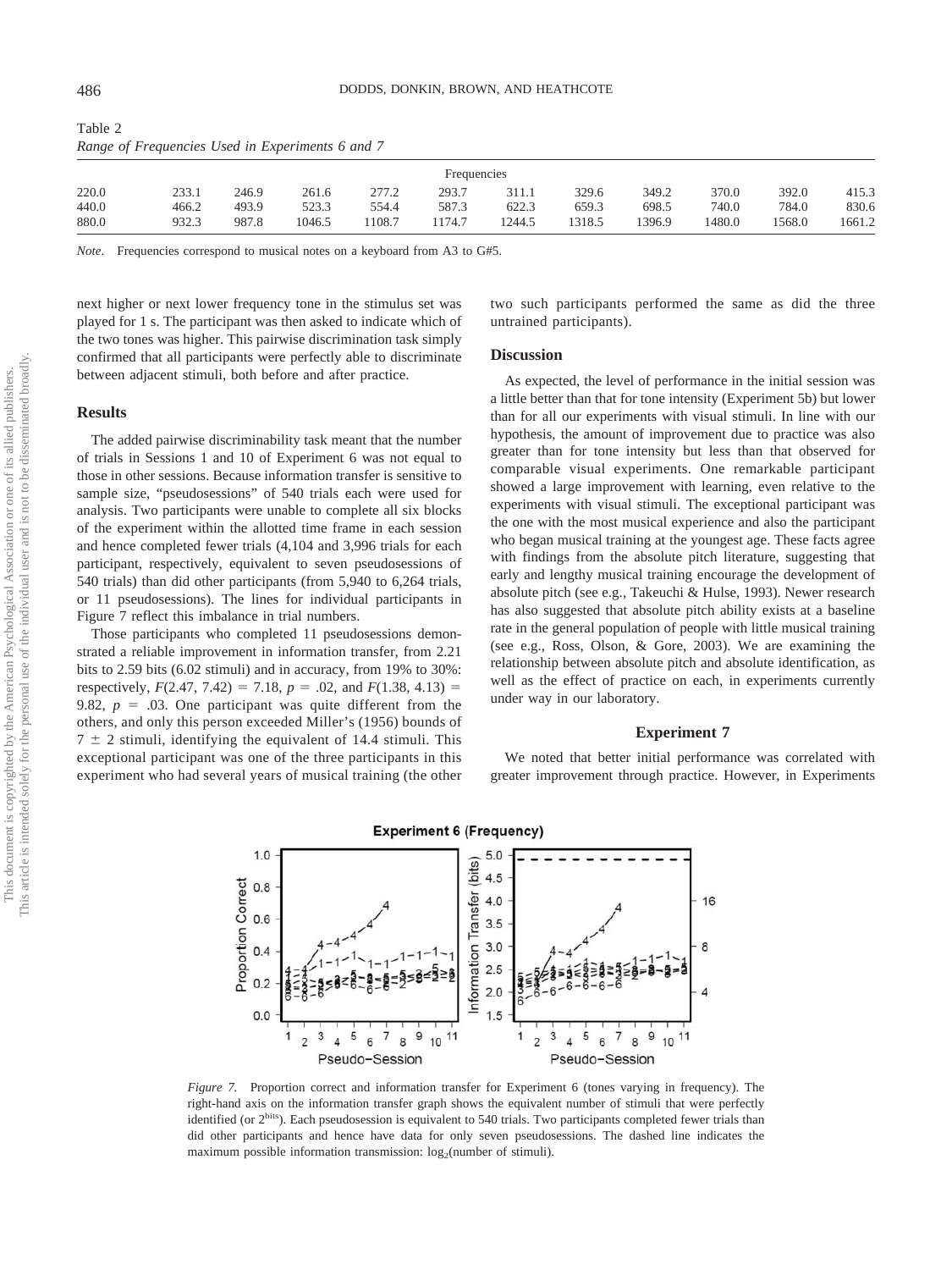Table 2
*Range of Frequencies Used in Experiments 6 and 7*

| Frequencies | | | | | | | | | | | |
|---|---|---|---|---|---|---|---|---|---|---|---|
| 220.0 | 233.1 | 246.9 | 261.6 | 277.2 | 293.7 | 311.1 | 329.6 | 349.2 | 370.0 | 392.0 | 415.3 |
| 440.0 | 466.2 | 493.9 | 523.3 | 554.4 | 587.3 | 622.3 | 659.3 | 698.5 | 740.0 | 784.0 | 830.6 |
| 880.0 | 932.3 | 987.8 | 1046.5 | 1108.7 | 1174.7 | 1244.5 | 1318.5 | 1396.9 | 1480.0 | 1568.0 | 1661.2 |

*Note.* Frequencies correspond to musical notes on a keyboard from A3 to G#5.

next higher or next lower frequency tone in the stimulus set was played for 1 s. The participant was then asked to indicate which of the two tones was higher. This pairwise discrimination task simply confirmed that all participants were perfectly able to discriminate between adjacent stimuli, both before and after practice.

### Results

The added pairwise discriminability task meant that the number of trials in Sessions 1 and 10 of Experiment 6 was not equal to those in other sessions. Because information transfer is sensitive to sample size, "pseudosessions" of 540 trials each were used for analysis. Two participants were unable to complete all six blocks of the experiment within the allotted time frame in each session and hence completed fewer trials (4,104 and 3,996 trials for each participant, respectively, equivalent to seven pseudosessions of 540 trials) than did other participants (from 5,940 to 6,264 trials, or 11 pseudosessions). The lines for individual participants in Figure 7 reflect this imbalance in trial numbers.

Those participants who completed 11 pseudosessions demonstrated a reliable improvement in information transfer, from 2.21 bits to 2.59 bits (6.02 stimuli) and in accuracy, from 19% to 30%: respectively, $F(2.47, 7.42) = 7.18$, $p = .02$, and $F(1.38, 4.13) = 9.82$, $p = .03$. One participant was quite different from the others, and only this person exceeded Miller's (1956) bounds of $7 \pm 2$ stimuli, identifying the equivalent of 14.4 stimuli. This exceptional participant was one of the three participants in this experiment who had several years of musical training (the other two such participants performed the same as did the three untrained participants).

### Discussion

As expected, the level of performance in the initial session was a little better than that for tone intensity (Experiment 5b) but lower than for all our experiments with visual stimuli. In line with our hypothesis, the amount of improvement due to practice was also greater than for tone intensity but less than that observed for comparable visual experiments. One remarkable participant showed a large improvement with learning, even relative to the experiments with visual stimuli. The exceptional participant was the one with the most musical experience and also the participant who began musical training at the youngest age. These facts agree with findings from the absolute pitch literature, suggesting that early and lengthy musical training encourage the development of absolute pitch (see e.g., Takeuchi & Hulse, 1993). Newer research has also suggested that absolute pitch ability exists at a baseline rate in the general population of people with little musical training (see e.g., Ross, Olson, & Gore, 2003). We are examining the relationship between absolute pitch and absolute identification, as well as the effect of practice on each, in experiments currently under way in our laboratory.

## Experiment 7

We noted that better initial performance was correlated with greater improvement through practice. However, in Experiments

*Figure 7.* Proportion correct and information transfer for Experiment 6 (tones varying in frequency). The right-hand axis on the information transfer graph shows the equivalent number of stimuli that were perfectly identified (or $2^{bits}$). Each pseudosession is equivalent to 540 trials. Two participants completed fewer trials than did other participants and hence have data for only seven pseudosessions. The dashed line indicates the maximum possible information transmission: $\log_2$(number of stimuli).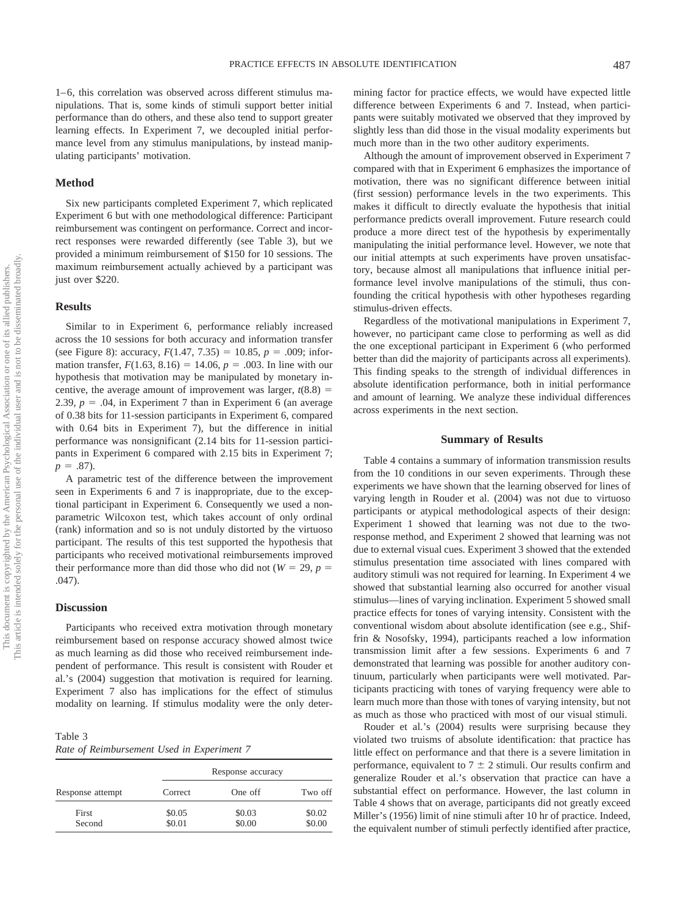1–6, this correlation was observed across different stimulus manipulations. That is, some kinds of stimuli support better initial performance than do others, and these also tend to support greater learning effects. In Experiment 7, we decoupled initial performance level from any stimulus manipulations, by instead manipulating participants' motivation.

## Method

Six new participants completed Experiment 7, which replicated Experiment 6 but with one methodological difference: Participant reimbursement was contingent on performance. Correct and incorrect responses were rewarded differently (see Table 3), but we provided a minimum reimbursement of \$150 for 10 sessions. The maximum reimbursement actually achieved by a participant was just over \$220.

## Results

Similar to in Experiment 6, performance reliably increased across the 10 sessions for both accuracy and information transfer (see Figure 8): accuracy, $F(1.47, 7.35) = 10.85$, $p = .009$; information transfer, $F(1.63, 8.16) = 14.06$, $p = .003$. In line with our hypothesis that motivation may be manipulated by monetary incentive, the average amount of improvement was larger, $t(8.8) = 2.39$, $p = .04$, in Experiment 7 than in Experiment 6 (an average of 0.38 bits for 11-session participants in Experiment 6, compared with 0.64 bits in Experiment 7), but the difference in initial performance was nonsignificant (2.14 bits for 11-session participants in Experiment 6 compared with 2.15 bits in Experiment 7; $p = .87$).

A parametric test of the difference between the improvement seen in Experiments 6 and 7 is inappropriate, due to the exceptional participant in Experiment 6. Consequently we used a nonparametric Wilcoxon test, which takes account of only ordinal (rank) information and so is not unduly distorted by the virtuoso participant. The results of this test supported the hypothesis that participants who received motivational reimbursements improved their performance more than did those who did not ($W = 29$, $p = .047$).

## Discussion

Participants who received extra motivation through monetary reimbursement based on response accuracy showed almost twice as much learning as did those who received reimbursement independent of performance. This result is consistent with Rouder et al.'s (2004) suggestion that motivation is required for learning. Experiment 7 also has implications for the effect of stimulus modality on learning. If stimulus modality were the only determining factor for practice effects, we would have expected little difference between Experiments 6 and 7. Instead, when participants were suitably motivated we observed that they improved by slightly less than did those in the visual modality experiments but much more than in the two other auditory experiments.

Although the amount of improvement observed in Experiment 7 compared with that in Experiment 6 emphasizes the importance of motivation, there was no significant difference between initial (first session) performance levels in the two experiments. This makes it difficult to directly evaluate the hypothesis that initial performance predicts overall improvement. Future research could produce a more direct test of the hypothesis by experimentally manipulating the initial performance level. However, we note that our initial attempts at such experiments have proven unsatisfactory, because almost all manipulations that influence initial performance level involve manipulations of the stimuli, thus confounding the critical hypothesis with other hypotheses regarding stimulus-driven effects.

Regardless of the motivational manipulations in Experiment 7, however, no participant came close to performing as well as did the one exceptional participant in Experiment 6 (who performed better than did the majority of participants across all experiments). This finding speaks to the strength of individual differences in absolute identification performance, both in initial performance and amount of learning. We analyze these individual differences across experiments in the next section.

Table 3
*Rate of Reimbursement Used in Experiment 7*

| Response attempt | Response accuracy | | |
|---|---|---|---|
| | Correct | One off | Two off |
| First | \$0.05 | \$0.03 | \$0.02 |
| Second | \$0.01 | \$0.00 | \$0.00 |

# Summary of Results

Table 4 contains a summary of information transmission results from the 10 conditions in our seven experiments. Through these experiments we have shown that the learning observed for lines of varying length in Rouder et al. (2004) was not due to virtuoso participants or atypical methodological aspects of their design: Experiment 1 showed that learning was not due to the two-response method, and Experiment 2 showed that learning was not due to external visual cues. Experiment 3 showed that the extended stimulus presentation time associated with lines compared with auditory stimuli was not required for learning. In Experiment 4 we showed that substantial learning also occurred for another visual stimulus—lines of varying inclination. Experiment 5 showed small practice effects for tones of varying intensity. Consistent with the conventional wisdom about absolute identification (see e.g., Shiffrin & Nosofsky, 1994), participants reached a low information transmission limit after a few sessions. Experiments 6 and 7 demonstrated that learning was possible for another auditory continuum, particularly when participants were well motivated. Participants practicing with tones of varying frequency were able to learn much more than those with tones of varying intensity, but not as much as those who practiced with most of our visual stimuli.

Rouder et al.'s (2004) results were surprising because they violated two truisms of absolute identification: that practice has little effect on performance and that there is a severe limitation in performance, equivalent to $7 \pm 2$ stimuli. Our results confirm and generalize Rouder et al.'s observation that practice can have a substantial effect on performance. However, the last column in Table 4 shows that on average, participants did not greatly exceed Miller's (1956) limit of nine stimuli after 10 hr of practice. Indeed, the equivalent number of stimuli perfectly identified after practice,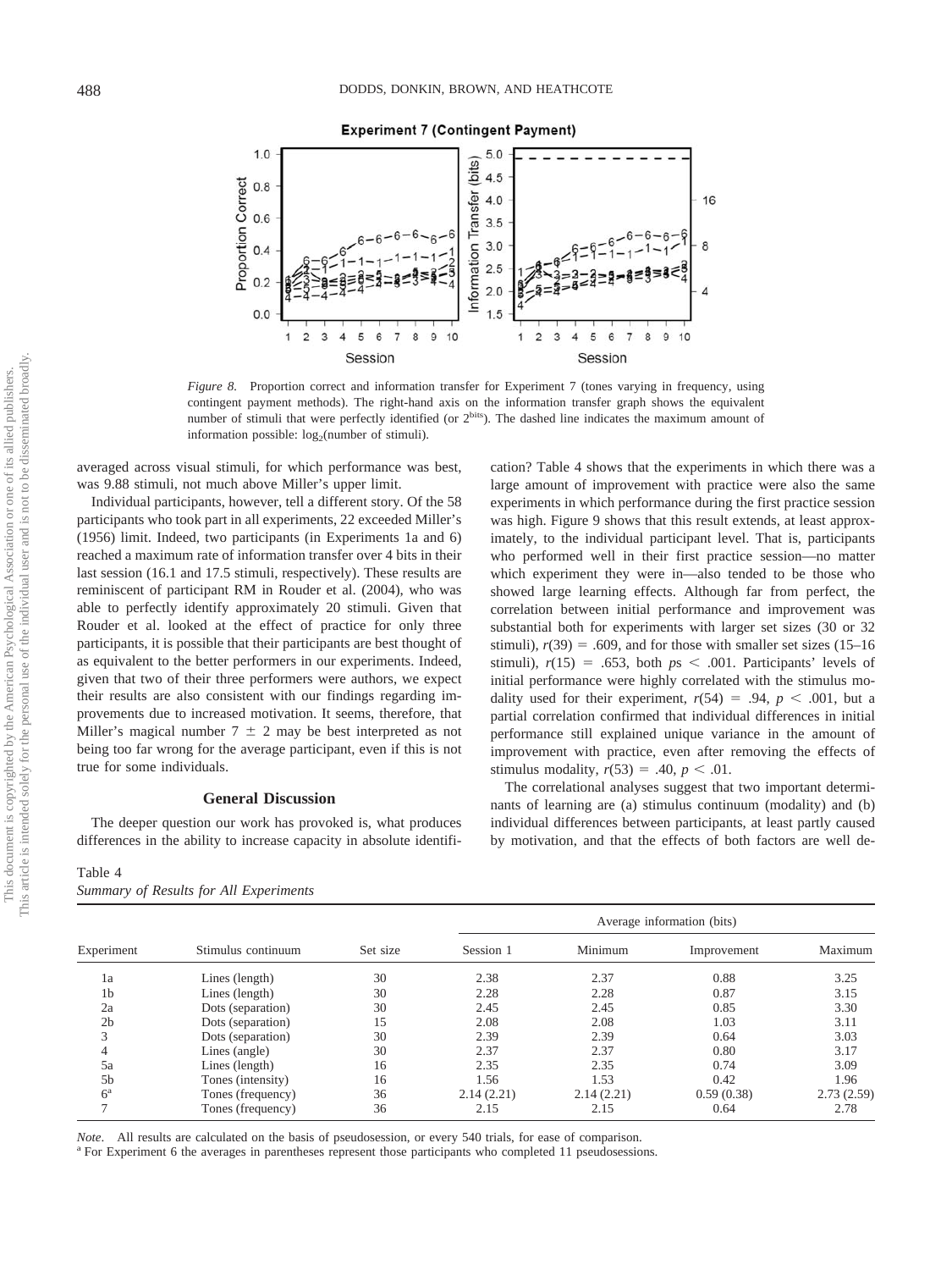Figure 8. Proportion correct and information transfer for Experiment 7 (tones varying in frequency, using contingent payment methods). The right-hand axis on the information transfer graph shows the equivalent number of stimuli that were perfectly identified (or $2^{\text{bits}}$). The dashed line indicates the maximum amount of information possible: $\log_2$(number of stimuli).

averaged across visual stimuli, for which performance was best, was 9.88 stimuli, not much above Miller's upper limit.

Individual participants, however, tell a different story. Of the 58 participants who took part in all experiments, 22 exceeded Miller's (1956) limit. Indeed, two participants (in Experiments 1a and 6) reached a maximum rate of information transfer over 4 bits in their last session (16.1 and 17.5 stimuli, respectively). These results are reminiscent of participant RM in Rouder et al. (2004), who was able to perfectly identify approximately 20 stimuli. Given that Rouder et al. looked at the effect of practice for only three participants, it is possible that their participants are best thought of as equivalent to the better performers in our experiments. Indeed, given that two of their three performers were authors, we expect their results are also consistent with our findings regarding improvements due to increased motivation. It seems, therefore, that Miller's magical number $7 \pm 2$ may be best interpreted as not being too far wrong for the average participant, even if this is not true for some individuals.

## General Discussion

The deeper question our work has provoked is, what produces differences in the ability to increase capacity in absolute identification? Table 4 shows that the experiments in which there was a large amount of improvement with practice were also the same experiments in which performance during the first practice session was high. Figure 9 shows that this result extends, at least approximately, to the individual participant level. That is, participants who performed well in their first practice session—no matter which experiment they were in—also tended to be those who showed large learning effects. Although far from perfect, the correlation between initial performance and improvement was substantial both for experiments with larger set sizes (30 or 32 stimuli), $r(39) = .609$, and for those with smaller set sizes (15–16 stimuli), $r(15) = .653$, both $p\text{s} < .001$. Participants' levels of initial performance were highly correlated with the stimulus modality used for their experiment, $r(54) = .94$, $p < .001$, but a partial correlation confirmed that individual differences in initial performance still explained unique variance in the amount of improvement with practice, even after removing the effects of stimulus modality, $r(53) = .40$, $p < .01$.

The correlational analyses suggest that two important determinants of learning are (a) stimulus continuum (modality) and (b) individual differences between participants, at least partly caused by motivation, and that the effects of both factors are well de-

Table 4
*Summary of Results for All Experiments*

| Experiment | Stimulus continuum | Set size | Average information (bits) | | | |
|---|---|---|---|---|---|---|
| | | | Session 1 | Minimum | Improvement | Maximum |
| 1a | Lines (length) | 30 | 2.38 | 2.37 | 0.88 | 3.25 |
| 1b | Lines (length) | 30 | 2.28 | 2.28 | 0.87 | 3.15 |
| 2a | Dots (separation) | 30 | 2.45 | 2.45 | 0.85 | 3.30 |
| 2b | Dots (separation) | 15 | 2.08 | 2.08 | 1.03 | 3.11 |
| 3 | Dots (separation) | 30 | 2.39 | 2.39 | 0.64 | 3.03 |
| 4 | Lines (angle) | 30 | 2.37 | 2.37 | 0.80 | 3.17 |
| 5a | Lines (length) | 16 | 2.35 | 2.35 | 0.74 | 3.09 |
| 5b | Tones (intensity) | 16 | 1.56 | 1.53 | 0.42 | 1.96 |
| 6[a] | Tones (frequency) | 36 | 2.14 (2.21) | 2.14 (2.21) | 0.59 (0.38) | 2.73 (2.59) |
| 7 | Tones (frequency) | 36 | 2.15 | 2.15 | 0.64 | 2.78 |

*Note*. All results are calculated on the basis of pseudosession, or every 540 trials, for ease of comparison.
[a] For Experiment 6 the averages in parentheses represent those participants who completed 11 pseudosessions.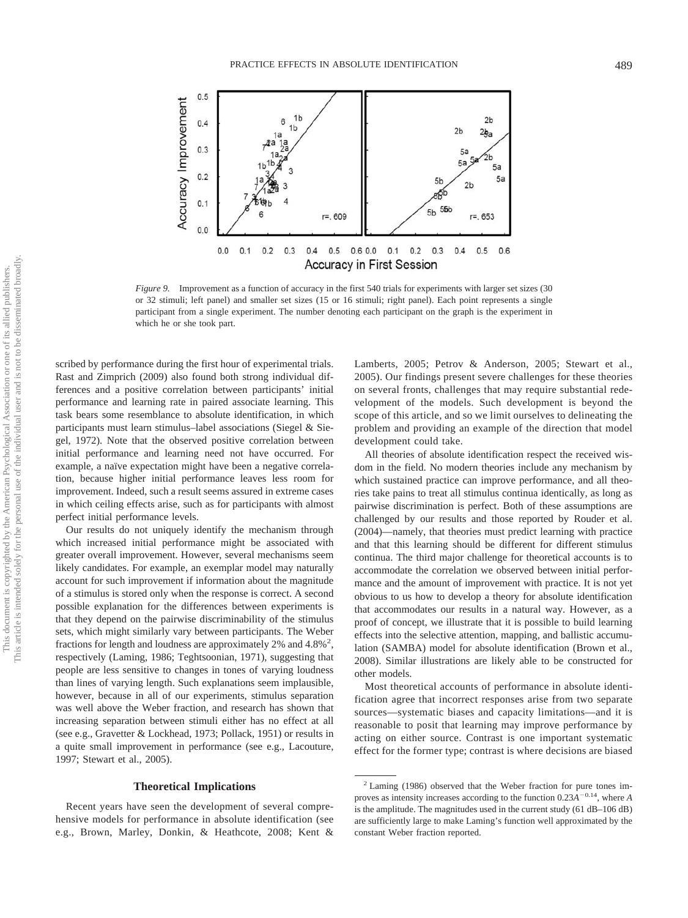*Figure 9.* Improvement as a function of accuracy in the first 540 trials for experiments with larger set sizes (30 or 32 stimuli; left panel) and smaller set sizes (15 or 16 stimuli; right panel). Each point represents a single participant from a single experiment. The number denoting each participant on the graph is the experiment in which he or she took part.

scribed by performance during the first hour of experimental trials. Rast and Zimprich (2009) also found both strong individual differences and a positive correlation between participants' initial performance and learning rate in paired associate learning. This task bears some resemblance to absolute identification, in which participants must learn stimulus–label associations (Siegel & Siegel, 1972). Note that the observed positive correlation between initial performance and learning need not have occurred. For example, a naïve expectation might have been a negative correlation, because higher initial performance leaves less room for improvement. Indeed, such a result seems assured in extreme cases in which ceiling effects arise, such as for participants with almost perfect initial performance levels.

Our results do not uniquely identify the mechanism through which increased initial performance might be associated with greater overall improvement. However, several mechanisms seem likely candidates. For example, an exemplar model may naturally account for such improvement if information about the magnitude of a stimulus is stored only when the response is correct. A second possible explanation for the differences between experiments is that they depend on the pairwise discriminability of the stimulus sets, which might similarly vary between participants. The Weber fractions for length and loudness are approximately 2% and 4.8%[2], respectively (Laming, 1986; Teghtsoonian, 1971), suggesting that people are less sensitive to changes in tones of varying loudness than lines of varying length. Such explanations seem implausible, however, because in all of our experiments, stimulus separation was well above the Weber fraction, and research has shown that increasing separation between stimuli either has no effect at all (see e.g., Gravetter & Lockhead, 1973; Pollack, 1951) or results in a quite small improvement in performance (see e.g., Lacouture, 1997; Stewart et al., 2005).

## Theoretical Implications

Recent years have seen the development of several comprehensive models for performance in absolute identification (see e.g., Brown, Marley, Donkin, & Heathcote, 2008; Kent & Lamberts, 2005; Petrov & Anderson, 2005; Stewart et al., 2005). Our findings present severe challenges for these theories on several fronts, challenges that may require substantial redevelopment of the models. Such development is beyond the scope of this article, and so we limit ourselves to delineating the problem and providing an example of the direction that model development could take.

All theories of absolute identification respect the received wisdom in the field. No modern theories include any mechanism by which sustained practice can improve performance, and all theories take pains to treat all stimulus continua identically, as long as pairwise discrimination is perfect. Both of these assumptions are challenged by our results and those reported by Rouder et al. (2004)—namely, that theories must predict learning with practice and that this learning should be different for different stimulus continua. The third major challenge for theoretical accounts is to accommodate the correlation we observed between initial performance and the amount of improvement with practice. It is not yet obvious to us how to develop a theory for absolute identification that accommodates our results in a natural way. However, as a proof of concept, we illustrate that it is possible to build learning effects into the selective attention, mapping, and ballistic accumulation (SAMBA) model for absolute identification (Brown et al., 2008). Similar illustrations are likely able to be constructed for other models.

Most theoretical accounts of performance in absolute identification agree that incorrect responses arise from two separate sources—systematic biases and capacity limitations—and it is reasonable to posit that learning may improve performance by acting on either source. Contrast is one important systematic effect for the former type; contrast is where decisions are biased

[2] Laming (1986) observed that the Weber fraction for pure tones improves as intensity increases according to the function $0.23A^{-0.14}$, where $A$ is the amplitude. The magnitudes used in the current study (61 dB–106 dB) are sufficiently large to make Laming's function well approximated by the constant Weber fraction reported.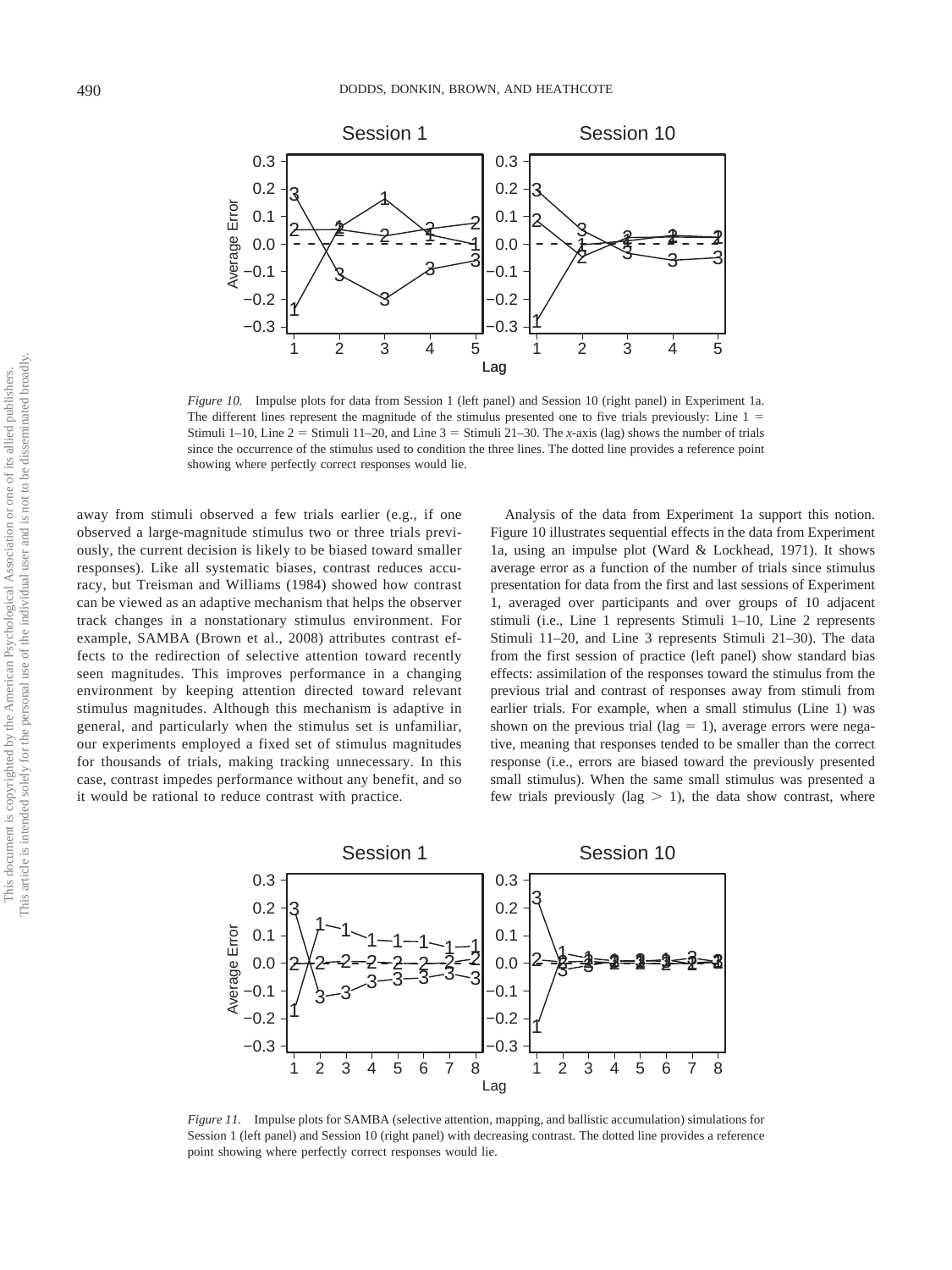*Figure 10.* Impulse plots for data from Session 1 (left panel) and Session 10 (right panel) in Experiment 1a. The different lines represent the magnitude of the stimulus presented one to five trials previously: Line 1 = Stimuli 1–10, Line 2 = Stimuli 11–20, and Line 3 = Stimuli 21–30. The *x*-axis (lag) shows the number of trials since the occurrence of the stimulus used to condition the three lines. The dotted line provides a reference point showing where perfectly correct responses would lie.

away from stimuli observed a few trials earlier (e.g., if one observed a large-magnitude stimulus two or three trials previously, the current decision is likely to be biased toward smaller responses). Like all systematic biases, contrast reduces accuracy, but Treisman and Williams (1984) showed how contrast can be viewed as an adaptive mechanism that helps the observer track changes in a nonstationary stimulus environment. For example, SAMBA (Brown et al., 2008) attributes contrast effects to the redirection of selective attention toward recently seen magnitudes. This improves performance in a changing environment by keeping attention directed toward relevant stimulus magnitudes. Although this mechanism is adaptive in general, and particularly when the stimulus set is unfamiliar, our experiments employed a fixed set of stimulus magnitudes for thousands of trials, making tracking unnecessary. In this case, contrast impedes performance without any benefit, and so it would be rational to reduce contrast with practice.

Analysis of the data from Experiment 1a support this notion. Figure 10 illustrates sequential effects in the data from Experiment 1a, using an impulse plot (Ward & Lockhead, 1971). It shows average error as a function of the number of trials since stimulus presentation for data from the first and last sessions of Experiment 1, averaged over participants and over groups of 10 adjacent stimuli (i.e., Line 1 represents Stimuli 1–10, Line 2 represents Stimuli 11–20, and Line 3 represents Stimuli 21–30). The data from the first session of practice (left panel) show standard bias effects: assimilation of the responses toward the stimulus from the previous trial and contrast of responses away from stimuli from earlier trials. For example, when a small stimulus (Line 1) was shown on the previous trial (lag = 1), average errors were negative, meaning that responses tended to be smaller than the correct response (i.e., errors are biased toward the previously presented small stimulus). When the same small stimulus was presented a few trials previously (lag > 1), the data show contrast, where

*Figure 11.* Impulse plots for SAMBA (selective attention, mapping, and ballistic accumulation) simulations for Session 1 (left panel) and Session 10 (right panel) with decreasing contrast. The dotted line provides a reference point showing where perfectly correct responses would lie.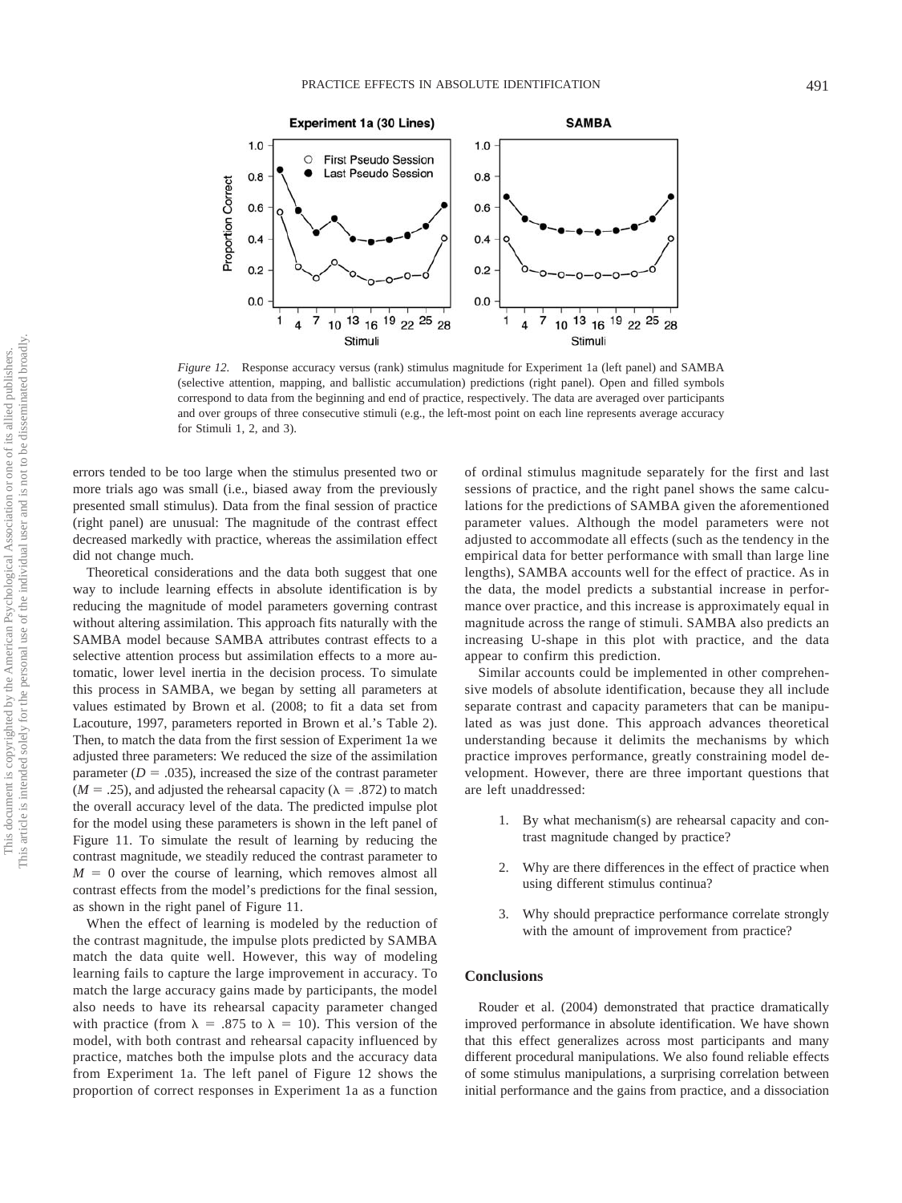*Figure 12.* Response accuracy versus (rank) stimulus magnitude for Experiment 1a (left panel) and SAMBA (selective attention, mapping, and ballistic accumulation) predictions (right panel). Open and filled symbols correspond to data from the beginning and end of practice, respectively. The data are averaged over participants and over groups of three consecutive stimuli (e.g., the left-most point on each line represents average accuracy for Stimuli 1, 2, and 3).

errors tended to be too large when the stimulus presented two or more trials ago was small (i.e., biased away from the previously presented small stimulus). Data from the final session of practice (right panel) are unusual: The magnitude of the contrast effect decreased markedly with practice, whereas the assimilation effect did not change much.

Theoretical considerations and the data both suggest that one way to include learning effects in absolute identification is by reducing the magnitude of model parameters governing contrast without altering assimilation. This approach fits naturally with the SAMBA model because SAMBA attributes contrast effects to a selective attention process but assimilation effects to a more automatic, lower level inertia in the decision process. To simulate this process in SAMBA, we began by setting all parameters at values estimated by Brown et al. (2008; to fit a data set from Lacouture, 1997, parameters reported in Brown et al.'s Table 2). Then, to match the data from the first session of Experiment 1a we adjusted three parameters: We reduced the size of the assimilation parameter ($D = .035$), increased the size of the contrast parameter ($M = .25$), and adjusted the rehearsal capacity ($\lambda = .872$) to match the overall accuracy level of the data. The predicted impulse plot for the model using these parameters is shown in the left panel of Figure 11. To simulate the result of learning by reducing the contrast magnitude, we steadily reduced the contrast parameter to $M = 0$ over the course of learning, which removes almost all contrast effects from the model's predictions for the final session, as shown in the right panel of Figure 11.

When the effect of learning is modeled by the reduction of the contrast magnitude, the impulse plots predicted by SAMBA match the data quite well. However, this way of modeling learning fails to capture the large improvement in accuracy. To match the large accuracy gains made by participants, the model also needs to have its rehearsal capacity parameter changed with practice (from $\lambda = .875$ to $\lambda = 10$). This version of the model, with both contrast and rehearsal capacity influenced by practice, matches both the impulse plots and the accuracy data from Experiment 1a. The left panel of Figure 12 shows the proportion of correct responses in Experiment 1a as a function of ordinal stimulus magnitude separately for the first and last sessions of practice, and the right panel shows the same calculations for the predictions of SAMBA given the aforementioned parameter values. Although the model parameters were not adjusted to accommodate all effects (such as the tendency in the empirical data for better performance with small than large line lengths), SAMBA accounts well for the effect of practice. As in the data, the model predicts a substantial increase in performance over practice, and this increase is approximately equal in magnitude across the range of stimuli. SAMBA also predicts an increasing U-shape in this plot with practice, and the data appear to confirm this prediction.

Similar accounts could be implemented in other comprehensive models of absolute identification, because they all include separate contrast and capacity parameters that can be manipulated as was just done. This approach advances theoretical understanding because it delimits the mechanisms by which practice improves performance, greatly constraining model development. However, there are three important questions that are left unaddressed:

1. By what mechanism(s) are rehearsal capacity and contrast magnitude changed by practice?
2. Why are there differences in the effect of practice when using different stimulus continua?
3. Why should prepractice performance correlate strongly with the amount of improvement from practice?

## Conclusions

Rouder et al. (2004) demonstrated that practice dramatically improved performance in absolute identification. We have shown that this effect generalizes across most participants and many different procedural manipulations. We also found reliable effects of some stimulus manipulations, a surprising correlation between initial performance and the gains from practice, and a dissociation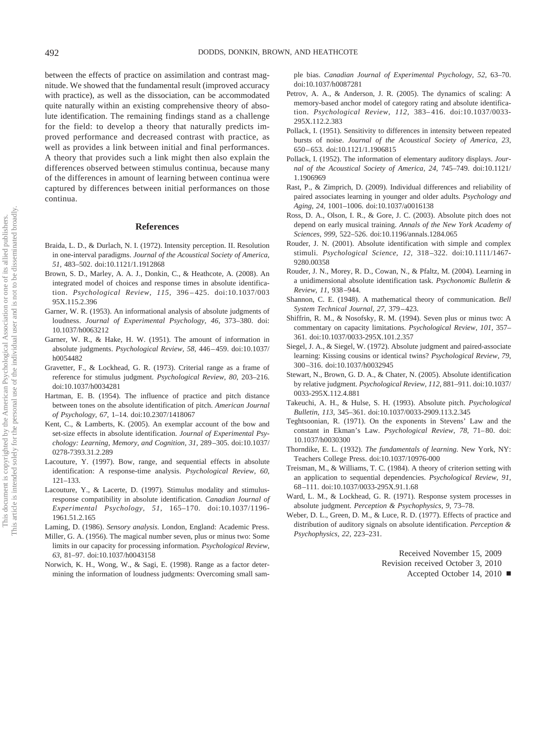between the effects of practice on assimilation and contrast magnitude. We showed that the fundamental result (improved accuracy with practice), as well as the dissociation, can be accommodated quite naturally within an existing comprehensive theory of absolute identification. The remaining findings stand as a challenge for the field: to develop a theory that naturally predicts improved performance and decreased contrast with practice, as well as provides a link between initial and final performances. A theory that provides such a link might then also explain the differences observed between stimulus continua, because many of the differences in amount of learning between continua were captured by differences between initial performances on those continua.

## References

Braida, L. D., & Durlach, N. I. (1972). Intensity perception. II. Resolution in one-interval paradigms. *Journal of the Acoustical Society of America, 51,* 483–502. doi:10.1121/1.1912868

Brown, S. D., Marley, A. A. J., Donkin, C., & Heathcote, A. (2008). An integrated model of choices and response times in absolute identification. *Psychological Review, 115,* 396–425. doi:10.1037/0033-295X.115.2.396

Garner, W. R. (1953). An informational analysis of absolute judgments of loudness. *Journal of Experimental Psychology, 46,* 373–380. doi:10.1037/h0063212

Garner, W. R., & Hake, H. W. (1951). The amount of information in absolute judgments. *Psychological Review, 58,* 446–459. doi:10.1037/h0054482

Gravetter, F., & Lockhead, G. R. (1973). Criterial range as a frame of reference for stimulus judgment. *Psychological Review, 80,* 203–216. doi:10.1037/h0034281

Hartman, E. B. (1954). The influence of practice and pitch distance between tones on the absolute identification of pitch. *American Journal of Psychology, 67,* 1–14. doi:10.2307/1418067

Kent, C., & Lamberts, K. (2005). An exemplar account of the bow and set-size effects in absolute identification. *Journal of Experimental Psychology: Learning, Memory, and Cognition, 31,* 289–305. doi:10.1037/0278-7393.31.2.289

Lacouture, Y. (1997). Bow, range, and sequential effects in absolute identification: A response-time analysis. *Psychological Review, 60,* 121–133.

Lacouture, Y., & Lacerte, D. (1997). Stimulus modality and stimulus-response compatibility in absolute identification. *Canadian Journal of Experimental Psychology, 51,* 165–170. doi:10.1037/1196-1961.51.2.165

Laming, D. (1986). *Sensory analysis.* London, England: Academic Press.

Miller, G. A. (1956). The magical number seven, plus or minus two: Some limits in our capacity for processing information. *Psychological Review, 63,* 81–97. doi:10.1037/h0043158

Norwich, K. H., Wong, W., & Sagi, E. (1998). Range as a factor determining the information of loudness judgments: Overcoming small sample bias. *Canadian Journal of Experimental Psychology, 52,* 63–70. doi:10.1037/h0087281

Petrov, A. A., & Anderson, J. R. (2005). The dynamics of scaling: A memory-based anchor model of category rating and absolute identification. *Psychological Review, 112,* 383–416. doi:10.1037/0033-295X.112.2.383

Pollack, I. (1951). Sensitivity to differences in intensity between repeated bursts of noise. *Journal of the Acoustical Society of America, 23,* 650–653. doi:10.1121/1.1906815

Pollack, I. (1952). The information of elementary auditory displays. *Journal of the Acoustical Society of America, 24,* 745–749. doi:10.1121/1.1906969

Rast, P., & Zimprich, D. (2009). Individual differences and reliability of paired associates learning in younger and older adults. *Psychology and Aging, 24,* 1001–1006. doi:10.1037/a0016138

Ross, D. A., Olson, I. R., & Gore, J. C. (2003). Absolute pitch does not depend on early musical training. *Annals of the New York Academy of Sciences, 999,* 522–526. doi:10.1196/annals.1284.065

Rouder, J. N. (2001). Absolute identification with simple and complex stimuli. *Psychological Science, 12,* 318–322. doi:10.1111/1467-9280.00358

Rouder, J. N., Morey, R. D., Cowan, N., & Pfaltz, M. (2004). Learning in a unidimensional absolute identification task. *Psychonomic Bulletin & Review, 11,* 938–944.

Shannon, C. E. (1948). A mathematical theory of communication. *Bell System Technical Journal, 27,* 379–423.

Shiffrin, R. M., & Nosofsky, R. M. (1994). Seven plus or minus two: A commentary on capacity limitations. *Psychological Review, 101,* 357–361. doi:10.1037/0033-295X.101.2.357

Siegel, J. A., & Siegel, W. (1972). Absolute judgment and paired-associate learning: Kissing cousins or identical twins? *Psychological Review, 79,* 300–316. doi:10.1037/h0032945

Stewart, N., Brown, G. D. A., & Chater, N. (2005). Absolute identification by relative judgment. *Psychological Review, 112,* 881–911. doi:10.1037/0033-295X.112.4.881

Takeuchi, A. H., & Hulse, S. H. (1993). Absolute pitch. *Psychological Bulletin, 113,* 345–361. doi:10.1037/0033-2909.113.2.345

Teghtsoonian, R. (1971). On the exponents in Stevens' Law and the constant in Ekman's Law. *Psychological Review, 78,* 71–80. doi:10.1037/h0030300

Thorndike, E. L. (1932). *The fundamentals of learning.* New York, NY: Teachers College Press. doi:10.1037/10976-000

Treisman, M., & Williams, T. C. (1984). A theory of criterion setting with an application to sequential dependencies. *Psychological Review, 91,* 68–111. doi:10.1037/0033-295X.91.1.68

Ward, L. M., & Lockhead, G. R. (1971). Response system processes in absolute judgment. *Perception & Psychophysics, 9,* 73–78.

Weber, D. L., Green, D. M., & Luce, R. D. (1977). Effects of practice and distribution of auditory signals on absolute identification. *Perception & Psychophysics, 22,* 223–231.

Received November 15, 2009
Revision received October 3, 2010
Accepted October 14, 2010 ■